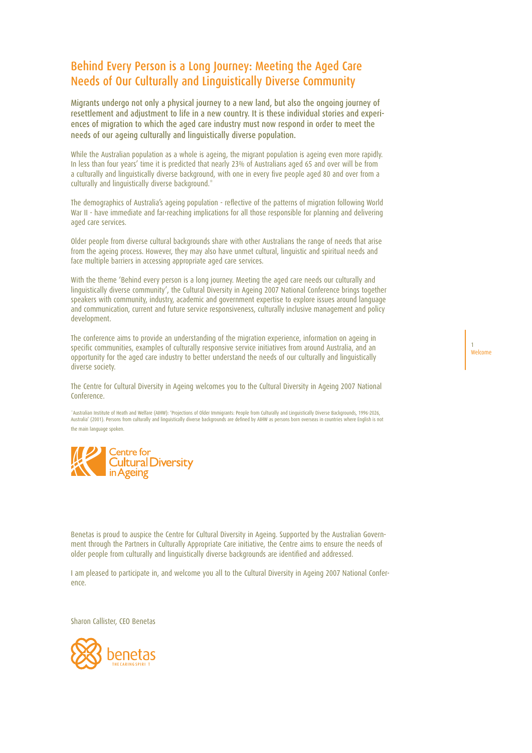# Behind Every Person is a Long Journey: Meeting the Aged Care Needs of Our Culturally and Linguistically Diverse Community

Migrants undergo not only a physical journey to a new land, but also the ongoing journey of resettlement and adjustment to life in a new country. It is these individual stories and experiences of migration to which the aged care industry must now respond in order to meet the needs of our ageing culturally and linguistically diverse population.

While the Australian population as a whole is ageing, the migrant population is ageing even more rapidly. In less than four years' time it is predicted that nearly 23% of Australians aged 65 and over will be from a culturally and linguistically diverse background, with one in every five people aged 80 and over from a culturally and linguistically diverse background.*

The demographics of Australia's ageing population - reflective of the patterns of migration following World War II - have immediate and far-reaching implications for all those responsible for planning and delivering aged care services.

Older people from diverse cultural backgrounds share with other Australians the range of needs that arise from the ageing process. However, they may also have unmet cultural, linguistic and spiritual needs and face multiple barriers in accessing appropriate aged care services.

With the theme 'Behind every person is a long journey. Meeting the aged care needs our culturally and linguistically diverse community', the Cultural Diversity in Ageing 2007 National Conference brings together speakers with community, industry, academic and government expertise to explore issues around language and communication, current and future service responsiveness, culturally inclusive management and policy development.

The conference aims to provide an understanding of the migration experience, information on ageing in specific communities, examples of culturally responsive service initiatives from around Australia, and an opportunity for the aged care industry to better understand the needs of our culturally and linguistically diverse society.

The Centre for Cultural Diversity in Ageing welcomes you to the Cultural Diversity in Ageing 2007 National Conference.

*Australian Institute of Heath and Welfare (AIHW): 'Projections of Older Immigrants: People from Culturally and Linguistically Diverse Backgrounds, 1996-2026, Australia' (2001). Persons from culturally and linguistically diverse backgrounds are defined by AIHW as persons born overseas in countries where English is not the main language spoken.

Centre for Cultural Diversity in Ageing

Benetas is proud to auspice the Centre for Cultural Diversity in Ageing. Supported by the Australian Government through the Partners in Culturally Appropriate Care initiative, the Centre aims to ensure the needs of older people from culturally and linguistically diverse backgrounds are identified and addressed.

I am pleased to participate in, and welcome you all to the Cultural Diversity in Ageing 2007 National Conference.

Sharon Callister, CEO Benetas

benetas THE CARING SPIRIT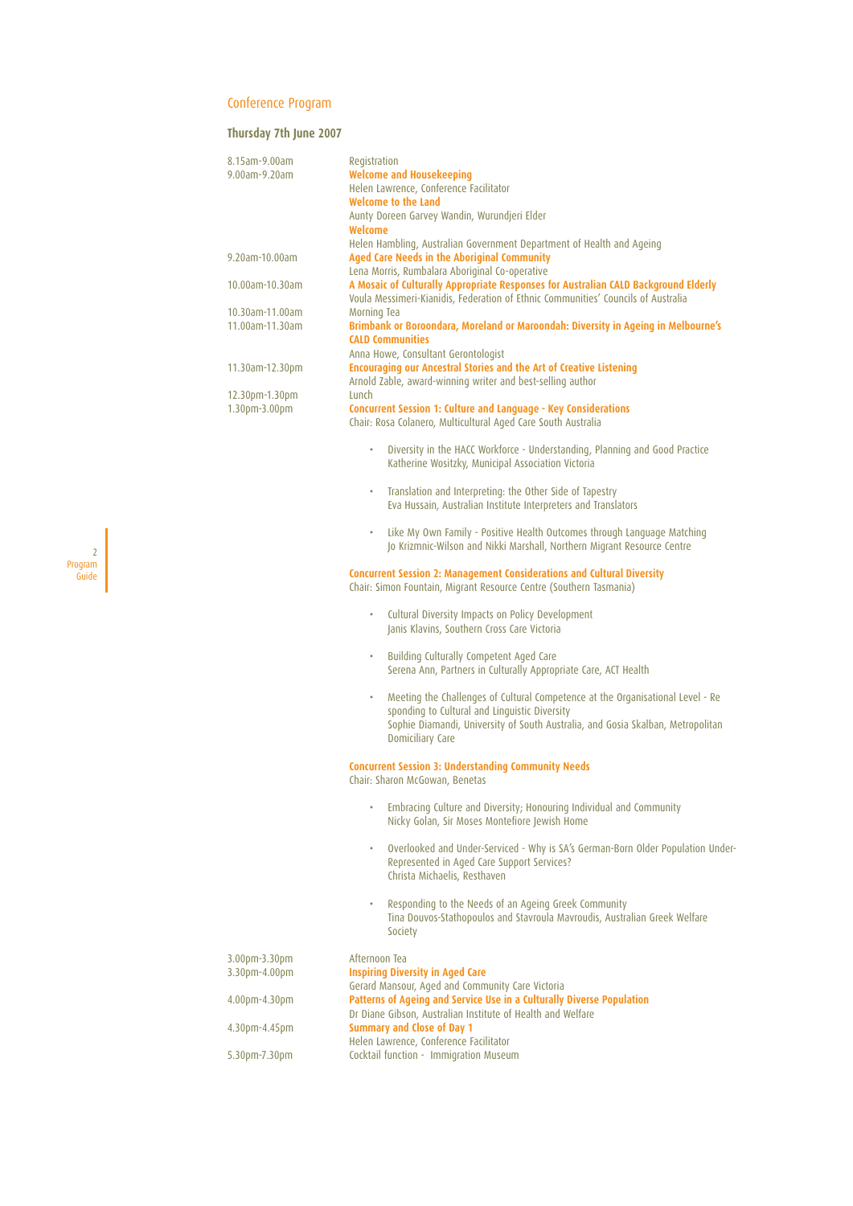## Conference Program

### Thursday 7th June 2007

8.15am-9.00am Registration

9.00am-9.20am **Welcome and Housekeeping**
Helen Lawrence, Conference Facilitator
**Welcome to the Land**
Aunty Doreen Garvey Wandin, Wurundjeri Elder
**Welcome**
Helen Hambling, Australian Government Department of Health and Ageing

9.20am-10.00am **Aged Care Needs in the Aboriginal Community**
Lena Morris, Rumbalara Aboriginal Co-operative

10.00am-10.30am **A Mosaic of Culturally Appropriate Responses for Australian CALD Background Elderly**
Voula Messimeri-Kianidis, Federation of Ethnic Communities' Councils of Australia

10.30am-11.00am Morning Tea

11.00am-11.30am **Brimbank or Boroondara, Moreland or Maroondah: Diversity in Ageing in Melbourne's CALD Communities**
Anna Howe, Consultant Gerontologist

11.30am-12.30pm **Encouraging our Ancestral Stories and the Art of Creative Listening**
Arnold Zable, award-winning writer and best-selling author

12.30pm-1.30pm Lunch

1.30pm-3.00pm **Concurrent Session 1: Culture and Language - Key Considerations**
Chair: Rosa Colanero, Multicultural Aged Care South Australia

- Diversity in the HACC Workforce - Understanding, Planning and Good Practice
  Katherine Wositzky, Municipal Association Victoria
- Translation and Interpreting: the Other Side of Tapestry
  Eva Hussain, Australian Institute Interpreters and Translators
- Like My Own Family - Positive Health Outcomes through Language Matching
  Jo Krizmnic-Wilson and Nikki Marshall, Northern Migrant Resource Centre

**Concurrent Session 2: Management Considerations and Cultural Diversity**
Chair: Simon Fountain, Migrant Resource Centre (Southern Tasmania)

- Cultural Diversity Impacts on Policy Development
  Janis Klavins, Southern Cross Care Victoria
- Building Culturally Competent Aged Care
  Serena Ann, Partners in Culturally Appropriate Care, ACT Health
- Meeting the Challenges of Cultural Competence at the Organisational Level - Responding to Cultural and Linguistic Diversity
  Sophie Diamandi, University of South Australia, and Gosia Skalban, Metropolitan Domiciliary Care

**Concurrent Session 3: Understanding Community Needs**
Chair: Sharon McGowan, Benetas

- Embracing Culture and Diversity; Honouring Individual and Community
  Nicky Golan, Sir Moses Montefiore Jewish Home
- Overlooked and Under-Serviced - Why is SA's German-Born Older Population Under-Represented in Aged Care Support Services?
  Christa Michaelis, Resthaven
- Responding to the Needs of an Ageing Greek Community
  Tina Douvos-Stathopoulos and Stavroula Mavroudis, Australian Greek Welfare Society

3.00pm-3.30pm Afternoon Tea

3.30pm-4.00pm **Inspiring Diversity in Aged Care**
Gerard Mansour, Aged and Community Care Victoria

4.00pm-4.30pm **Patterns of Ageing and Service Use in a Culturally Diverse Population**
Dr Diane Gibson, Australian Institute of Health and Welfare

4.30pm-4.45pm **Summary and Close of Day 1**
Helen Lawrence, Conference Facilitator

5.30pm-7.30pm Cocktail function - Immigration Museum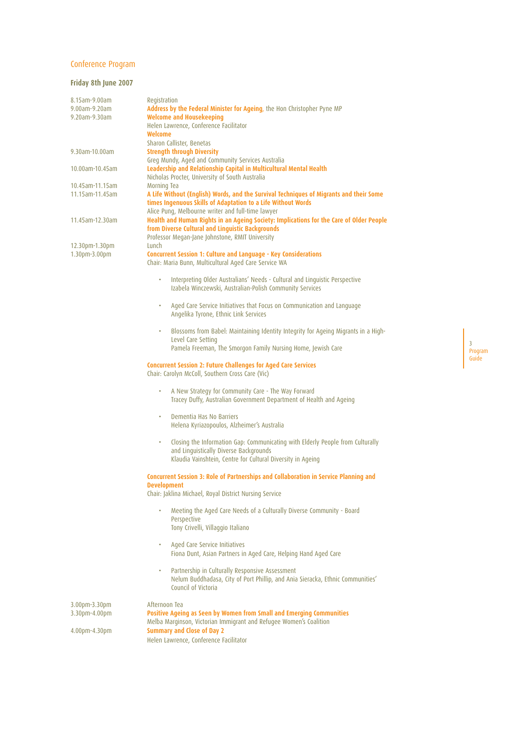## Conference Program

### Friday 8th June 2007

8.15am-9.00am — Registration

9.00am-9.20am — **Address by the Federal Minister for Ageing**, the Hon Christopher Pyne MP

9.20am-9.30am — **Welcome and Housekeeping**
Helen Lawrence, Conference Facilitator
**Welcome**
Sharon Callister, Benetas

9.30am-10.00am — **Strength through Diversity**
Greg Mundy, Aged and Community Services Australia

10.00am-10.45am — **Leadership and Relationship Capital in Multicultural Mental Health**
Nicholas Procter, University of South Australia

10.45am-11.15am — Morning Tea

11.15am-11.45am — **A Life Without (English) Words, and the Survival Techniques of Migrants and their Some times Ingenuous Skills of Adaptation to a Life Without Words**
Alice Pung, Melbourne writer and full-time lawyer

11.45am-12.30am — **Health and Human Rights in an Ageing Society: Implications for the Care of Older People from Diverse Cultural and Linguistic Backgrounds**
Professor Megan-Jane Johnstone, RMIT University

12.30pm-1.30pm — Lunch

1.30pm-3.00pm — **Concurrent Session 1: Culture and Language - Key Considerations**
Chair: Maria Bunn, Multicultural Aged Care Service WA

- Interpreting Older Australians' Needs - Cultural and Linguistic Perspective
  Izabela Winczewski, Australian-Polish Community Services
- Aged Care Service Initiatives that Focus on Communication and Language
  Angelika Tyrone, Ethnic Link Services
- Blossoms from Babel: Maintaining Identity Integrity for Ageing Migrants in a High-Level Care Setting
  Pamela Freeman, The Smorgon Family Nursing Home, Jewish Care

**Concurrent Session 2: Future Challenges for Aged Care Services**
Chair: Carolyn McColl, Southern Cross Care (Vic)

- A New Strategy for Community Care - The Way Forward
  Tracey Duffy, Australian Government Department of Health and Ageing
- Dementia Has No Barriers
  Helena Kyriazopoulos, Alzheimer's Australia
- Closing the Information Gap: Communicating with Elderly People from Culturally and Linguistically Diverse Backgrounds
  Klaudia Vainshtein, Centre for Cultural Diversity in Ageing

**Concurrent Session 3: Role of Partnerships and Collaboration in Service Planning and Development**
Chair: Jaklina Michael, Royal District Nursing Service

- Meeting the Aged Care Needs of a Culturally Diverse Community - Board Perspective
  Tony Crivelli, Villaggio Italiano
- Aged Care Service Initiatives
  Fiona Dunt, Asian Partners in Aged Care, Helping Hand Aged Care
- Partnership in Culturally Responsive Assessment
  Nelum Buddhadasa, City of Port Phillip, and Ania Sieracka, Ethnic Communities' Council of Victoria

3.00pm-3.30pm — Afternoon Tea

3.30pm-4.00pm — **Positive Ageing as Seen by Women from Small and Emerging Communities**
Melba Marginson, Victorian Immigrant and Refugee Women's Coalition

4.00pm-4.30pm — **Summary and Close of Day 2**
Helen Lawrence, Conference Facilitator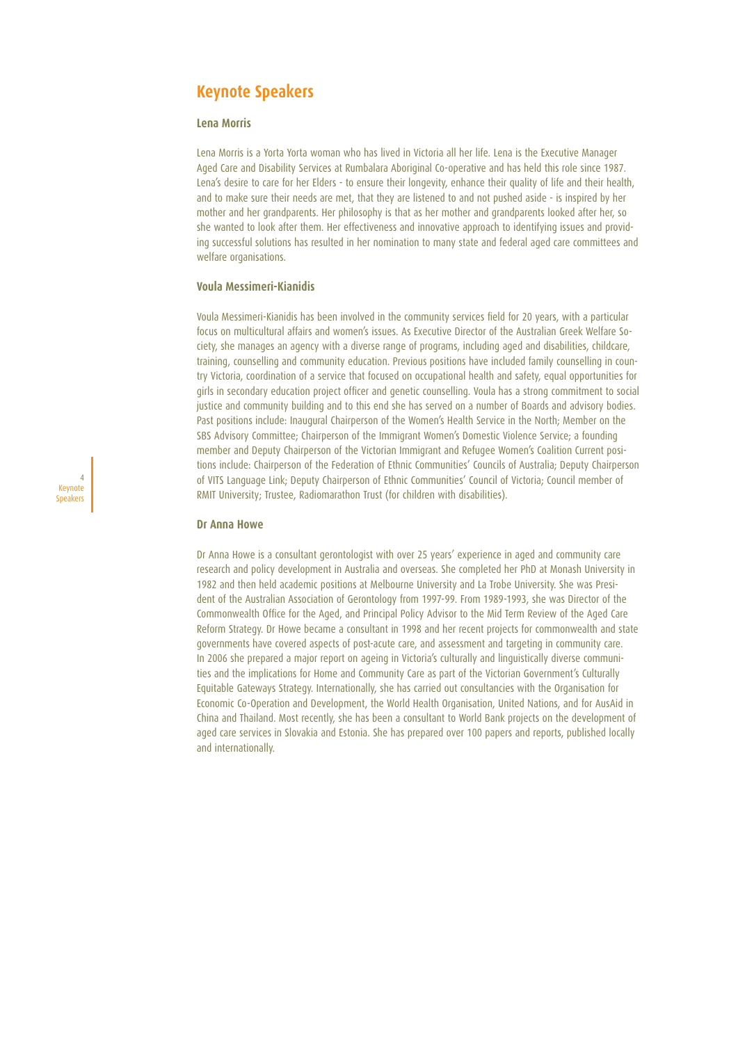# Keynote Speakers

### Lena Morris

Lena Morris is a Yorta Yorta woman who has lived in Victoria all her life. Lena is the Executive Manager Aged Care and Disability Services at Rumbalara Aboriginal Co-operative and has held this role since 1987. Lena's desire to care for her Elders - to ensure their longevity, enhance their quality of life and their health, and to make sure their needs are met, that they are listened to and not pushed aside - is inspired by her mother and her grandparents. Her philosophy is that as her mother and grandparents looked after her, so she wanted to look after them. Her effectiveness and innovative approach to identifying issues and providing successful solutions has resulted in her nomination to many state and federal aged care committees and welfare organisations.

### Voula Messimeri-Kianidis

Voula Messimeri-Kianidis has been involved in the community services field for 20 years, with a particular focus on multicultural affairs and women's issues. As Executive Director of the Australian Greek Welfare Society, she manages an agency with a diverse range of programs, including aged and disabilities, childcare, training, counselling and community education. Previous positions have included family counselling in country Victoria, coordination of a service that focused on occupational health and safety, equal opportunities for girls in secondary education project officer and genetic counselling. Voula has a strong commitment to social justice and community building and to this end she has served on a number of Boards and advisory bodies. Past positions include: Inaugural Chairperson of the Women's Health Service in the North; Member on the SBS Advisory Committee; Chairperson of the Immigrant Women's Domestic Violence Service; a founding member and Deputy Chairperson of the Victorian Immigrant and Refugee Women's Coalition Current positions include: Chairperson of the Federation of Ethnic Communities' Councils of Australia; Deputy Chairperson of VITS Language Link; Deputy Chairperson of Ethnic Communities' Council of Victoria; Council member of RMIT University; Trustee, Radiomarathon Trust (for children with disabilities).

### Dr Anna Howe

Dr Anna Howe is a consultant gerontologist with over 25 years' experience in aged and community care research and policy development in Australia and overseas. She completed her PhD at Monash University in 1982 and then held academic positions at Melbourne University and La Trobe University. She was President of the Australian Association of Gerontology from 1997-99. From 1989-1993, she was Director of the Commonwealth Office for the Aged, and Principal Policy Advisor to the Mid Term Review of the Aged Care Reform Strategy. Dr Howe became a consultant in 1998 and her recent projects for commonwealth and state governments have covered aspects of post-acute care, and assessment and targeting in community care. In 2006 she prepared a major report on ageing in Victoria's culturally and linguistically diverse communities and the implications for Home and Community Care as part of the Victorian Government's Culturally Equitable Gateways Strategy. Internationally, she has carried out consultancies with the Organisation for Economic Co-Operation and Development, the World Health Organisation, United Nations, and for AusAid in China and Thailand. Most recently, she has been a consultant to World Bank projects on the development of aged care services in Slovakia and Estonia. She has prepared over 100 papers and reports, published locally and internationally.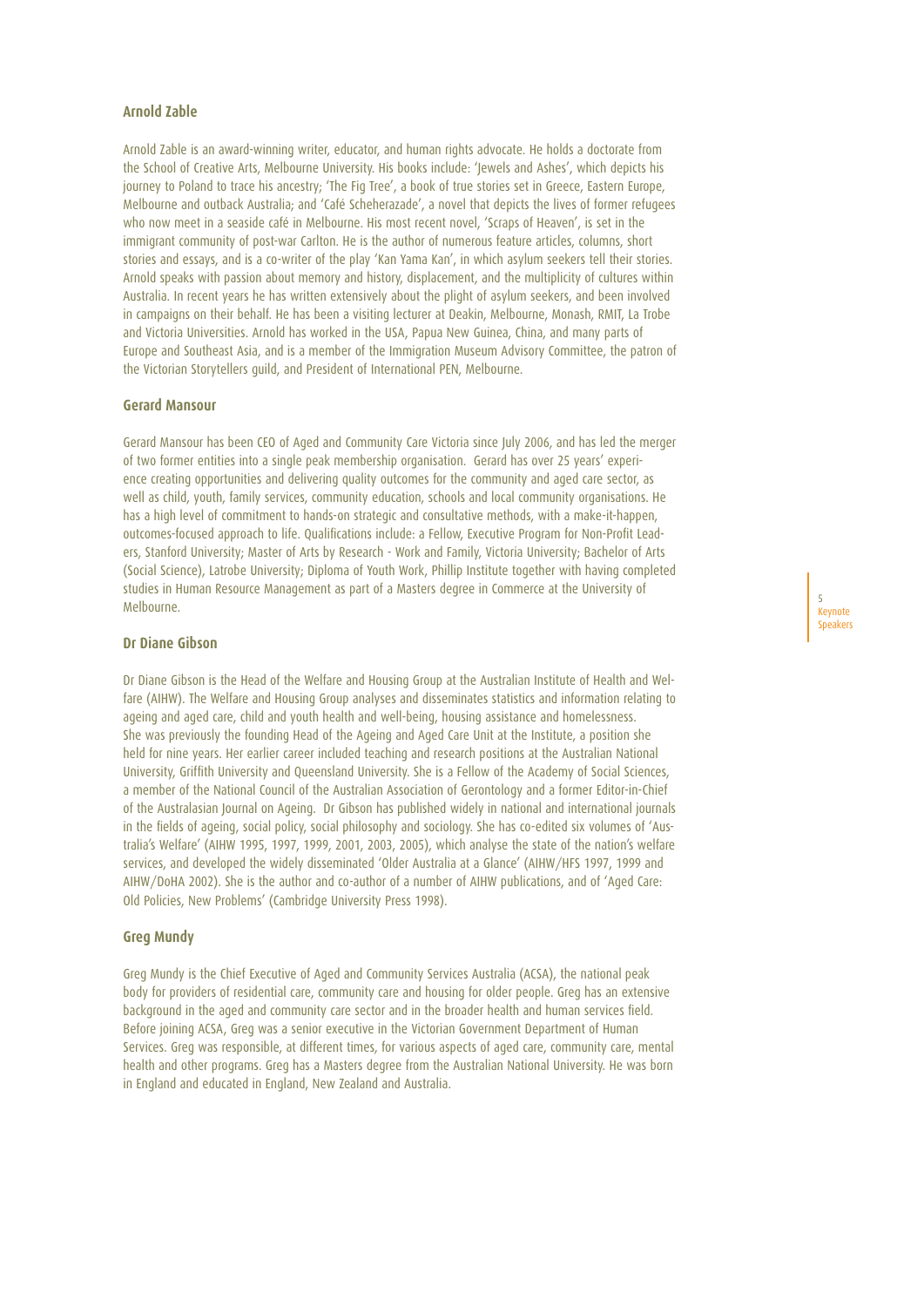## Arnold Zable

Arnold Zable is an award-winning writer, educator, and human rights advocate. He holds a doctorate from the School of Creative Arts, Melbourne University. His books include: 'Jewels and Ashes', which depicts his journey to Poland to trace his ancestry; 'The Fig Tree', a book of true stories set in Greece, Eastern Europe, Melbourne and outback Australia; and 'Café Scheherazade', a novel that depicts the lives of former refugees who now meet in a seaside café in Melbourne. His most recent novel, 'Scraps of Heaven', is set in the immigrant community of post-war Carlton. He is the author of numerous feature articles, columns, short stories and essays, and is a co-writer of the play 'Kan Yama Kan', in which asylum seekers tell their stories. Arnold speaks with passion about memory and history, displacement, and the multiplicity of cultures within Australia. In recent years he has written extensively about the plight of asylum seekers, and been involved in campaigns on their behalf. He has been a visiting lecturer at Deakin, Melbourne, Monash, RMIT, La Trobe and Victoria Universities. Arnold has worked in the USA, Papua New Guinea, China, and many parts of Europe and Southeast Asia, and is a member of the Immigration Museum Advisory Committee, the patron of the Victorian Storytellers guild, and President of International PEN, Melbourne.

## Gerard Mansour

Gerard Mansour has been CEO of Aged and Community Care Victoria since July 2006, and has led the merger of two former entities into a single peak membership organisation. Gerard has over 25 years' experience creating opportunities and delivering quality outcomes for the community and aged care sector, as well as child, youth, family services, community education, schools and local community organisations. He has a high level of commitment to hands-on strategic and consultative methods, with a make-it-happen, outcomes-focused approach to life. Qualifications include: a Fellow, Executive Program for Non-Profit Leaders, Stanford University; Master of Arts by Research - Work and Family, Victoria University; Bachelor of Arts (Social Science), Latrobe University; Diploma of Youth Work, Phillip Institute together with having completed studies in Human Resource Management as part of a Masters degree in Commerce at the University of Melbourne.

## Dr Diane Gibson

Dr Diane Gibson is the Head of the Welfare and Housing Group at the Australian Institute of Health and Welfare (AIHW). The Welfare and Housing Group analyses and disseminates statistics and information relating to ageing and aged care, child and youth health and well-being, housing assistance and homelessness. She was previously the founding Head of the Ageing and Aged Care Unit at the Institute, a position she held for nine years. Her earlier career included teaching and research positions at the Australian National University, Griffith University and Queensland University. She is a Fellow of the Academy of Social Sciences, a member of the National Council of the Australian Association of Gerontology and a former Editor-in-Chief of the Australasian Journal on Ageing. Dr Gibson has published widely in national and international journals in the fields of ageing, social policy, social philosophy and sociology. She has co-edited six volumes of 'Australia's Welfare' (AIHW 1995, 1997, 1999, 2001, 2003, 2005), which analyse the state of the nation's welfare services, and developed the widely disseminated 'Older Australia at a Glance' (AIHW/HFS 1997, 1999 and AIHW/DoHA 2002). She is the author and co-author of a number of AIHW publications, and of 'Aged Care: Old Policies, New Problems' (Cambridge University Press 1998).

## Greg Mundy

Greg Mundy is the Chief Executive of Aged and Community Services Australia (ACSA), the national peak body for providers of residential care, community care and housing for older people. Greg has an extensive background in the aged and community care sector and in the broader health and human services field. Before joining ACSA, Greg was a senior executive in the Victorian Government Department of Human Services. Greg was responsible, at different times, for various aspects of aged care, community care, mental health and other programs. Greg has a Masters degree from the Australian National University. He was born in England and educated in England, New Zealand and Australia.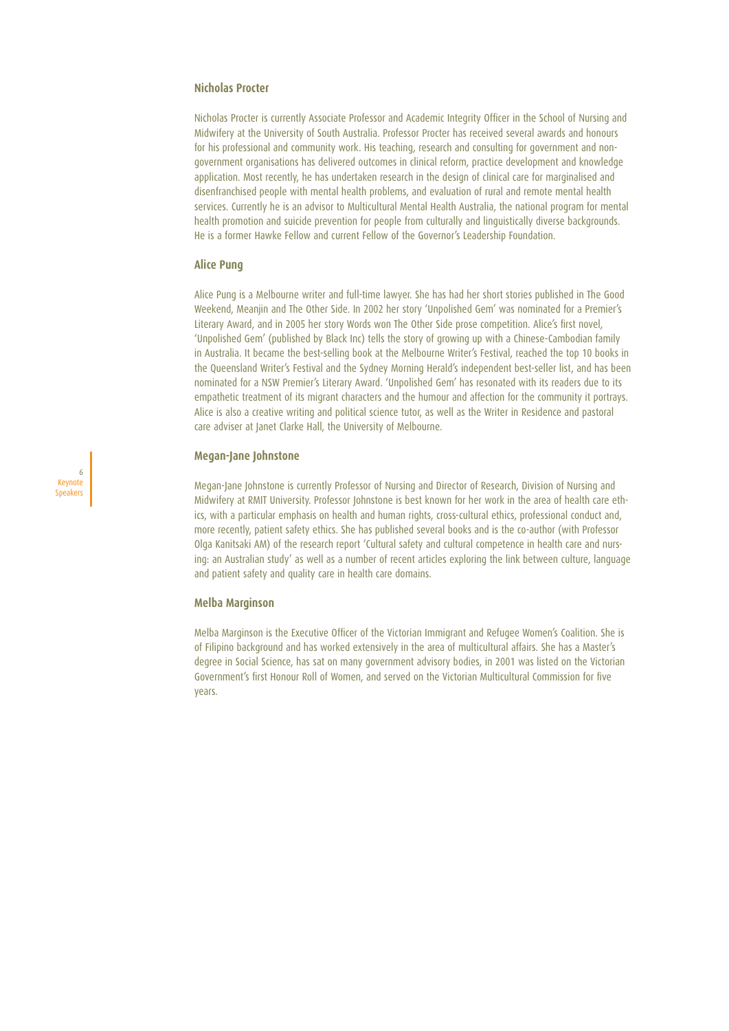## Nicholas Procter

Nicholas Procter is currently Associate Professor and Academic Integrity Officer in the School of Nursing and Midwifery at the University of South Australia. Professor Procter has received several awards and honours for his professional and community work. His teaching, research and consulting for government and non-government organisations has delivered outcomes in clinical reform, practice development and knowledge application. Most recently, he has undertaken research in the design of clinical care for marginalised and disenfranchised people with mental health problems, and evaluation of rural and remote mental health services. Currently he is an advisor to Multicultural Mental Health Australia, the national program for mental health promotion and suicide prevention for people from culturally and linguistically diverse backgrounds. He is a former Hawke Fellow and current Fellow of the Governor's Leadership Foundation.

## Alice Pung

Alice Pung is a Melbourne writer and full-time lawyer. She has had her short stories published in The Good Weekend, Meanjin and The Other Side. In 2002 her story 'Unpolished Gem' was nominated for a Premier's Literary Award, and in 2005 her story Words won The Other Side prose competition. Alice's first novel, 'Unpolished Gem' (published by Black Inc) tells the story of growing up with a Chinese-Cambodian family in Australia. It became the best-selling book at the Melbourne Writer's Festival, reached the top 10 books in the Queensland Writer's Festival and the Sydney Morning Herald's independent best-seller list, and has been nominated for a NSW Premier's Literary Award. 'Unpolished Gem' has resonated with its readers due to its empathetic treatment of its migrant characters and the humour and affection for the community it portrays. Alice is also a creative writing and political science tutor, as well as the Writer in Residence and pastoral care adviser at Janet Clarke Hall, the University of Melbourne.

## Megan-Jane Johnstone

Megan-Jane Johnstone is currently Professor of Nursing and Director of Research, Division of Nursing and Midwifery at RMIT University. Professor Johnstone is best known for her work in the area of health care ethics, with a particular emphasis on health and human rights, cross-cultural ethics, professional conduct and, more recently, patient safety ethics. She has published several books and is the co-author (with Professor Olga Kanitsaki AM) of the research report 'Cultural safety and cultural competence in health care and nursing: an Australian study' as well as a number of recent articles exploring the link between culture, language and patient safety and quality care in health care domains.

## Melba Marginson

Melba Marginson is the Executive Officer of the Victorian Immigrant and Refugee Women's Coalition. She is of Filipino background and has worked extensively in the area of multicultural affairs. She has a Master's degree in Social Science, has sat on many government advisory bodies, in 2001 was listed on the Victorian Government's first Honour Roll of Women, and served on the Victorian Multicultural Commission for five years.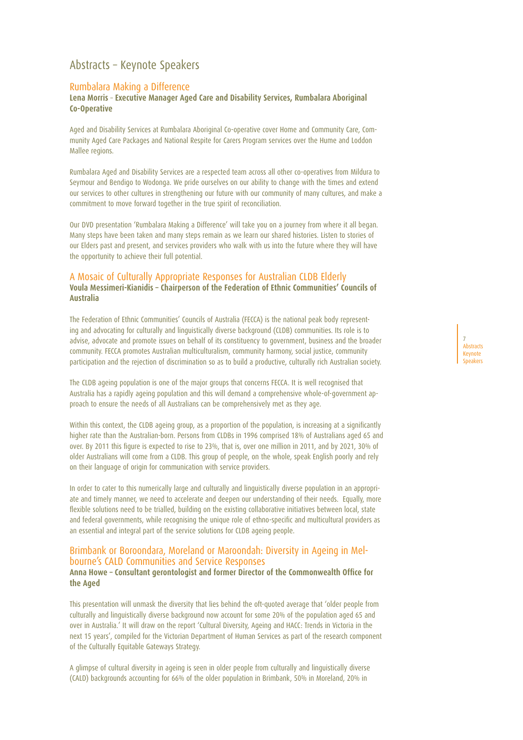# Abstracts – Keynote Speakers

## Rumbalara Making a Difference

**Lena Morris - Executive Manager Aged Care and Disability Services, Rumbalara Aboriginal Co-Operative**

Aged and Disability Services at Rumbalara Aboriginal Co-operative cover Home and Community Care, Community Aged Care Packages and National Respite for Carers Program services over the Hume and Loddon Mallee regions.

Rumbalara Aged and Disability Services are a respected team across all other co-operatives from Mildura to Seymour and Bendigo to Wodonga. We pride ourselves on our ability to change with the times and extend our services to other cultures in strengthening our future with our community of many cultures, and make a commitment to move forward together in the true spirit of reconciliation.

Our DVD presentation 'Rumbalara Making a Difference' will take you on a journey from where it all began. Many steps have been taken and many steps remain as we learn our shared histories. Listen to stories of our Elders past and present, and services providers who walk with us into the future where they will have the opportunity to achieve their full potential.

## A Mosaic of Culturally Appropriate Responses for Australian CLDB Elderly

**Voula Messimeri-Kianidis – Chairperson of the Federation of Ethnic Communities' Councils of Australia**

The Federation of Ethnic Communities' Councils of Australia (FECCA) is the national peak body representing and advocating for culturally and linguistically diverse background (CLDB) communities. Its role is to advise, advocate and promote issues on behalf of its constituency to government, business and the broader community. FECCA promotes Australian multiculturalism, community harmony, social justice, community participation and the rejection of discrimination so as to build a productive, culturally rich Australian society.

The CLDB ageing population is one of the major groups that concerns FECCA. It is well recognised that Australia has a rapidly ageing population and this will demand a comprehensive whole-of-government approach to ensure the needs of all Australians can be comprehensively met as they age.

Within this context, the CLDB ageing group, as a proportion of the population, is increasing at a significantly higher rate than the Australian-born. Persons from CLDBs in 1996 comprised 18% of Australians aged 65 and over. By 2011 this figure is expected to rise to 23%, that is, over one million in 2011, and by 2021, 30% of older Australians will come from a CLDB. This group of people, on the whole, speak English poorly and rely on their language of origin for communication with service providers.

In order to cater to this numerically large and culturally and linguistically diverse population in an appropriate and timely manner, we need to accelerate and deepen our understanding of their needs. Equally, more flexible solutions need to be trialled, building on the existing collaborative initiatives between local, state and federal governments, while recognising the unique role of ethno-specific and multicultural providers as an essential and integral part of the service solutions for CLDB ageing people.

## Brimbank or Boroondara, Moreland or Maroondah: Diversity in Ageing in Melbourne's CALD Communities and Service Responses

**Anna Howe – Consultant gerontologist and former Director of the Commonwealth Office for the Aged**

This presentation will unmask the diversity that lies behind the oft-quoted average that 'older people from culturally and linguistically diverse background now account for some 20% of the population aged 65 and over in Australia.' It will draw on the report 'Cultural Diversity, Ageing and HACC: Trends in Victoria in the next 15 years', compiled for the Victorian Department of Human Services as part of the research component of the Culturally Equitable Gateways Strategy.

A glimpse of cultural diversity in ageing is seen in older people from culturally and linguistically diverse (CALD) backgrounds accounting for 66% of the older population in Brimbank, 50% in Moreland, 20% in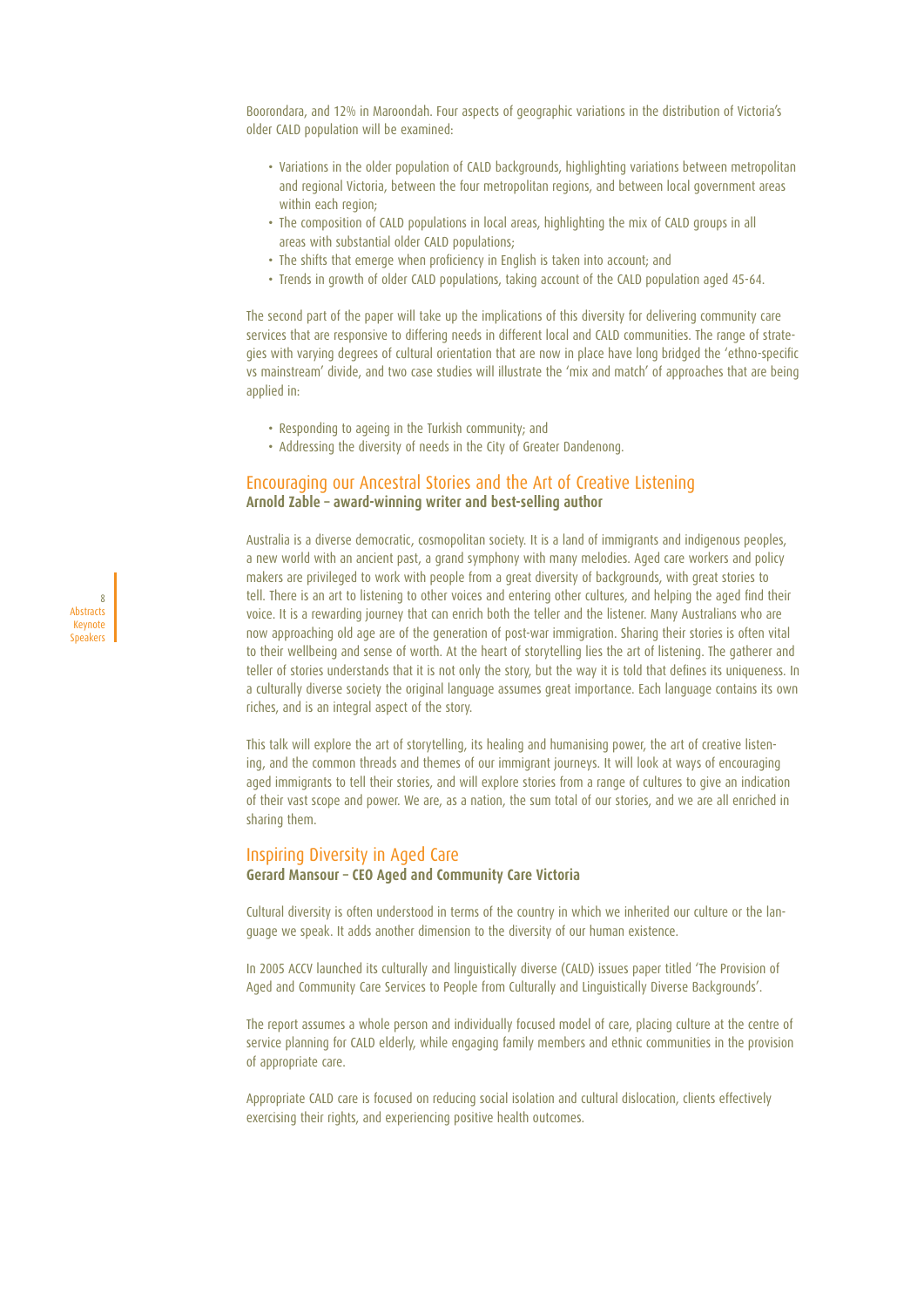Boorondara, and 12% in Maroondah. Four aspects of geographic variations in the distribution of Victoria's older CALD population will be examined:

- Variations in the older population of CALD backgrounds, highlighting variations between metropolitan and regional Victoria, between the four metropolitan regions, and between local government areas within each region;
- The composition of CALD populations in local areas, highlighting the mix of CALD groups in all areas with substantial older CALD populations;
- The shifts that emerge when proficiency in English is taken into account; and
- Trends in growth of older CALD populations, taking account of the CALD population aged 45-64.

The second part of the paper will take up the implications of this diversity for delivering community care services that are responsive to differing needs in different local and CALD communities. The range of strategies with varying degrees of cultural orientation that are now in place have long bridged the 'ethno-specific vs mainstream' divide, and two case studies will illustrate the 'mix and match' of approaches that are being applied in:

- Responding to ageing in the Turkish community; and
- Addressing the diversity of needs in the City of Greater Dandenong.

## Encouraging our Ancestral Stories and the Art of Creative Listening

**Arnold Zable – award-winning writer and best-selling author**

Australia is a diverse democratic, cosmopolitan society. It is a land of immigrants and indigenous peoples, a new world with an ancient past, a grand symphony with many melodies. Aged care workers and policy makers are privileged to work with people from a great diversity of backgrounds, with great stories to tell. There is an art to listening to other voices and entering other cultures, and helping the aged find their voice. It is a rewarding journey that can enrich both the teller and the listener. Many Australians who are now approaching old age are of the generation of post-war immigration. Sharing their stories is often vital to their wellbeing and sense of worth. At the heart of storytelling lies the art of listening. The gatherer and teller of stories understands that it is not only the story, but the way it is told that defines its uniqueness. In a culturally diverse society the original language assumes great importance. Each language contains its own riches, and is an integral aspect of the story.

This talk will explore the art of storytelling, its healing and humanising power, the art of creative listening, and the common threads and themes of our immigrant journeys. It will look at ways of encouraging aged immigrants to tell their stories, and will explore stories from a range of cultures to give an indication of their vast scope and power. We are, as a nation, the sum total of our stories, and we are all enriched in sharing them.

## Inspiring Diversity in Aged Care

**Gerard Mansour – CEO Aged and Community Care Victoria**

Cultural diversity is often understood in terms of the country in which we inherited our culture or the language we speak. It adds another dimension to the diversity of our human existence.

In 2005 ACCV launched its culturally and linguistically diverse (CALD) issues paper titled 'The Provision of Aged and Community Care Services to People from Culturally and Linguistically Diverse Backgrounds'.

The report assumes a whole person and individually focused model of care, placing culture at the centre of service planning for CALD elderly, while engaging family members and ethnic communities in the provision of appropriate care.

Appropriate CALD care is focused on reducing social isolation and cultural dislocation, clients effectively exercising their rights, and experiencing positive health outcomes.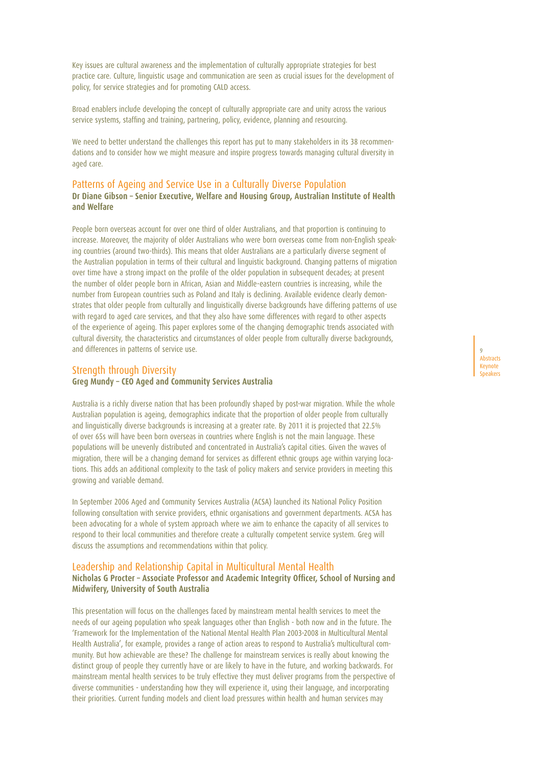Key issues are cultural awareness and the implementation of culturally appropriate strategies for best practice care. Culture, linguistic usage and communication are seen as crucial issues for the development of policy, for service strategies and for promoting CALD access.

Broad enablers include developing the concept of culturally appropriate care and unity across the various service systems, staffing and training, partnering, policy, evidence, planning and resourcing.

We need to better understand the challenges this report has put to many stakeholders in its 38 recommendations and to consider how we might measure and inspire progress towards managing cultural diversity in aged care.

## Patterns of Ageing and Service Use in a Culturally Diverse Population

**Dr Diane Gibson – Senior Executive, Welfare and Housing Group, Australian Institute of Health and Welfare**

People born overseas account for over one third of older Australians, and that proportion is continuing to increase. Moreover, the majority of older Australians who were born overseas come from non-English speaking countries (around two-thirds). This means that older Australians are a particularly diverse segment of the Australian population in terms of their cultural and linguistic background. Changing patterns of migration over time have a strong impact on the profile of the older population in subsequent decades; at present the number of older people born in African, Asian and Middle-eastern countries is increasing, while the number from European countries such as Poland and Italy is declining. Available evidence clearly demonstrates that older people from culturally and linguistically diverse backgrounds have differing patterns of use with regard to aged care services, and that they also have some differences with regard to other aspects of the experience of ageing. This paper explores some of the changing demographic trends associated with cultural diversity, the characteristics and circumstances of older people from culturally diverse backgrounds, and differences in patterns of service use.

## Strength through Diversity

**Greg Mundy – CEO Aged and Community Services Australia**

Australia is a richly diverse nation that has been profoundly shaped by post-war migration. While the whole Australian population is ageing, demographics indicate that the proportion of older people from culturally and linguistically diverse backgrounds is increasing at a greater rate. By 2011 it is projected that 22.5% of over 65s will have been born overseas in countries where English is not the main language. These populations will be unevenly distributed and concentrated in Australia's capital cities. Given the waves of migration, there will be a changing demand for services as different ethnic groups age within varying locations. This adds an additional complexity to the task of policy makers and service providers in meeting this growing and variable demand.

In September 2006 Aged and Community Services Australia (ACSA) launched its National Policy Position following consultation with service providers, ethnic organisations and government departments. ACSA has been advocating for a whole of system approach where we aim to enhance the capacity of all services to respond to their local communities and therefore create a culturally competent service system. Greg will discuss the assumptions and recommendations within that policy.

## Leadership and Relationship Capital in Multicultural Mental Health

**Nicholas G Procter – Associate Professor and Academic Integrity Officer, School of Nursing and Midwifery, University of South Australia**

This presentation will focus on the challenges faced by mainstream mental health services to meet the needs of our ageing population who speak languages other than English - both now and in the future. The 'Framework for the Implementation of the National Mental Health Plan 2003-2008 in Multicultural Mental Health Australia', for example, provides a range of action areas to respond to Australia's multicultural community. But how achievable are these? The challenge for mainstream services is really about knowing the distinct group of people they currently have or are likely to have in the future, and working backwards. For mainstream mental health services to be truly effective they must deliver programs from the perspective of diverse communities - understanding how they will experience it, using their language, and incorporating their priorities. Current funding models and client load pressures within health and human services may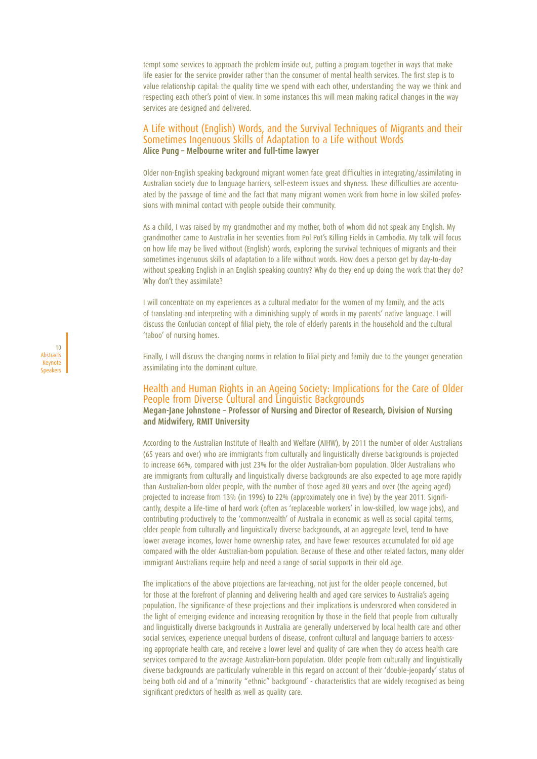tempt some services to approach the problem inside out, putting a program together in ways that make life easier for the service provider rather than the consumer of mental health services. The first step is to value relationship capital: the quality time we spend with each other, understanding the way we think and respecting each other's point of view. In some instances this will mean making radical changes in the way services are designed and delivered.

## A Life without (English) Words, and the Survival Techniques of Migrants and their Sometimes Ingenuous Skills of Adaptation to a Life without Words

**Alice Pung – Melbourne writer and full-time lawyer**

Older non-English speaking background migrant women face great difficulties in integrating/assimilating in Australian society due to language barriers, self-esteem issues and shyness. These difficulties are accentuated by the passage of time and the fact that many migrant women work from home in low skilled professions with minimal contact with people outside their community.

As a child, I was raised by my grandmother and my mother, both of whom did not speak any English. My grandmother came to Australia in her seventies from Pol Pot's Killing Fields in Cambodia. My talk will focus on how life may be lived without (English) words, exploring the survival techniques of migrants and their sometimes ingenuous skills of adaptation to a life without words. How does a person get by day-to-day without speaking English in an English speaking country? Why do they end up doing the work that they do? Why don't they assimilate?

I will concentrate on my experiences as a cultural mediator for the women of my family, and the acts of translating and interpreting with a diminishing supply of words in my parents' native language. I will discuss the Confucian concept of filial piety, the role of elderly parents in the household and the cultural 'taboo' of nursing homes.

Finally, I will discuss the changing norms in relation to filial piety and family due to the younger generation assimilating into the dominant culture.

## Health and Human Rights in an Ageing Society: Implications for the Care of Older People from Diverse Cultural and Linguistic Backgrounds

**Megan-Jane Johnstone – Professor of Nursing and Director of Research, Division of Nursing and Midwifery, RMIT University**

According to the Australian Institute of Health and Welfare (AIHW), by 2011 the number of older Australians (65 years and over) who are immigrants from culturally and linguistically diverse backgrounds is projected to increase 66%, compared with just 23% for the older Australian-born population. Older Australians who are immigrants from culturally and linguistically diverse backgrounds are also expected to age more rapidly than Australian-born older people, with the number of those aged 80 years and over (the ageing aged) projected to increase from 13% (in 1996) to 22% (approximately one in five) by the year 2011. Significantly, despite a life-time of hard work (often as 'replaceable workers' in low-skilled, low wage jobs), and contributing productively to the 'commonwealth' of Australia in economic as well as social capital terms, older people from culturally and linguistically diverse backgrounds, at an aggregate level, tend to have lower average incomes, lower home ownership rates, and have fewer resources accumulated for old age compared with the older Australian-born population. Because of these and other related factors, many older immigrant Australians require help and need a range of social supports in their old age.

The implications of the above projections are far-reaching, not just for the older people concerned, but for those at the forefront of planning and delivering health and aged care services to Australia's ageing population. The significance of these projections and their implications is underscored when considered in the light of emerging evidence and increasing recognition by those in the field that people from culturally and linguistically diverse backgrounds in Australia are generally underserved by local health care and other social services, experience unequal burdens of disease, confront cultural and language barriers to accessing appropriate health care, and receive a lower level and quality of care when they do access health care services compared to the average Australian-born population. Older people from culturally and linguistically diverse backgrounds are particularly vulnerable in this regard on account of their 'double-jeopardy' status of being both old and of a 'minority "ethnic" background' - characteristics that are widely recognised as being significant predictors of health as well as quality care.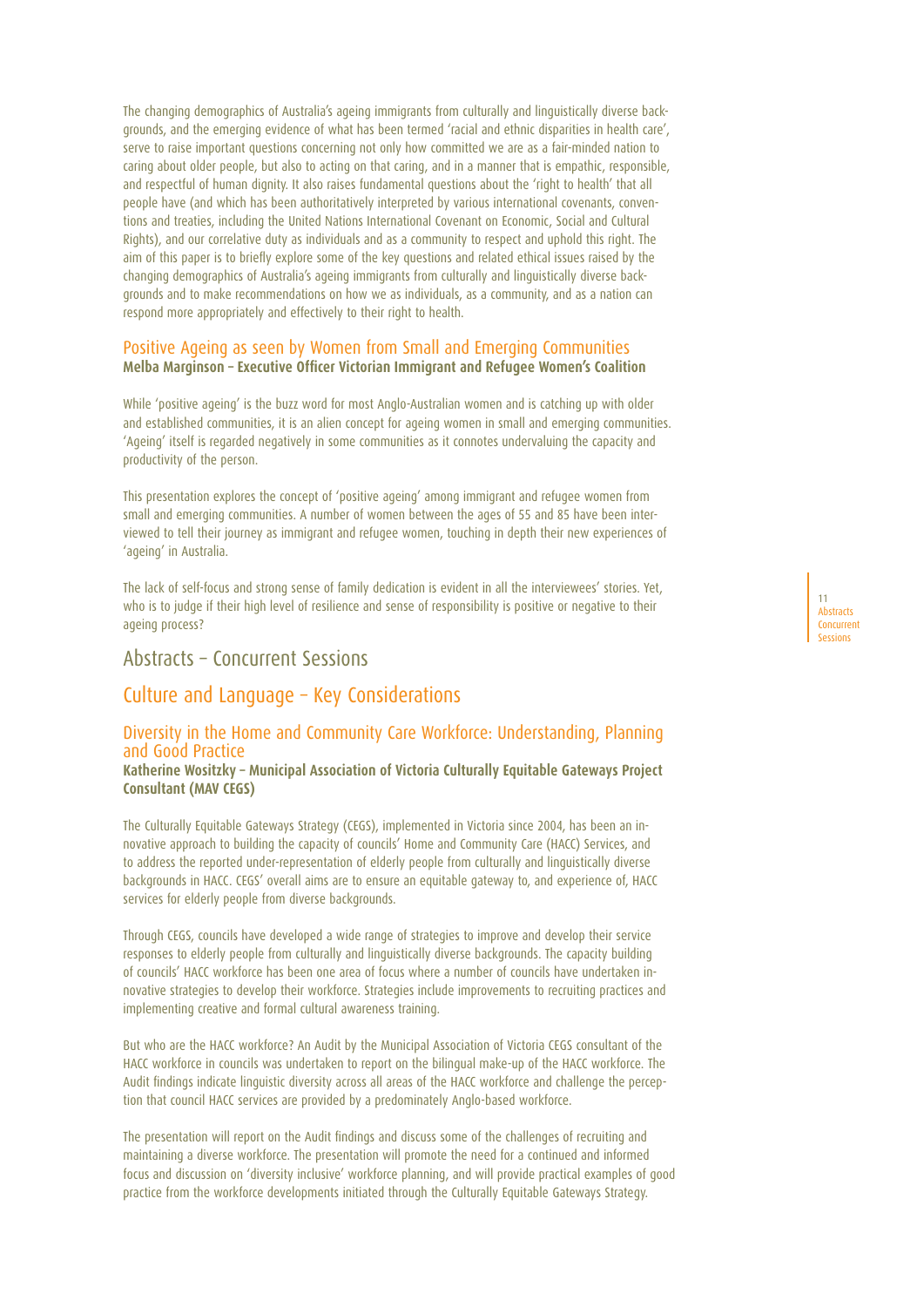The changing demographics of Australia's ageing immigrants from culturally and linguistically diverse backgrounds, and the emerging evidence of what has been termed 'racial and ethnic disparities in health care', serve to raise important questions concerning not only how committed we are as a fair-minded nation to caring about older people, but also to acting on that caring, and in a manner that is empathic, responsible, and respectful of human dignity. It also raises fundamental questions about the 'right to health' that all people have (and which has been authoritatively interpreted by various international covenants, conventions and treaties, including the United Nations International Covenant on Economic, Social and Cultural Rights), and our correlative duty as individuals and as a community to respect and uphold this right. The aim of this paper is to briefly explore some of the key questions and related ethical issues raised by the changing demographics of Australia's ageing immigrants from culturally and linguistically diverse backgrounds and to make recommendations on how we as individuals, as a community, and as a nation can respond more appropriately and effectively to their right to health.

### Positive Ageing as seen by Women from Small and Emerging Communities

**Melba Marginson – Executive Officer Victorian Immigrant and Refugee Women's Coalition**

While 'positive ageing' is the buzz word for most Anglo-Australian women and is catching up with older and established communities, it is an alien concept for ageing women in small and emerging communities. 'Ageing' itself is regarded negatively in some communities as it connotes undervaluing the capacity and productivity of the person.

This presentation explores the concept of 'positive ageing' among immigrant and refugee women from small and emerging communities. A number of women between the ages of 55 and 85 have been interviewed to tell their journey as immigrant and refugee women, touching in depth their new experiences of 'ageing' in Australia.

The lack of self-focus and strong sense of family dedication is evident in all the interviewees' stories. Yet, who is to judge if their high level of resilience and sense of responsibility is positive or negative to their ageing process?

# Abstracts – Concurrent Sessions

## Culture and Language – Key Considerations

### Diversity in the Home and Community Care Workforce: Understanding, Planning and Good Practice

**Katherine Wositzky – Municipal Association of Victoria Culturally Equitable Gateways Project Consultant (MAV CEGS)**

The Culturally Equitable Gateways Strategy (CEGS), implemented in Victoria since 2004, has been an innovative approach to building the capacity of councils' Home and Community Care (HACC) Services, and to address the reported under-representation of elderly people from culturally and linguistically diverse backgrounds in HACC. CEGS' overall aims are to ensure an equitable gateway to, and experience of, HACC services for elderly people from diverse backgrounds.

Through CEGS, councils have developed a wide range of strategies to improve and develop their service responses to elderly people from culturally and linguistically diverse backgrounds. The capacity building of councils' HACC workforce has been one area of focus where a number of councils have undertaken innovative strategies to develop their workforce. Strategies include improvements to recruiting practices and implementing creative and formal cultural awareness training.

But who are the HACC workforce? An Audit by the Municipal Association of Victoria CEGS consultant of the HACC workforce in councils was undertaken to report on the bilingual make-up of the HACC workforce. The Audit findings indicate linguistic diversity across all areas of the HACC workforce and challenge the perception that council HACC services are provided by a predominately Anglo-based workforce.

The presentation will report on the Audit findings and discuss some of the challenges of recruiting and maintaining a diverse workforce. The presentation will promote the need for a continued and informed focus and discussion on 'diversity inclusive' workforce planning, and will provide practical examples of good practice from the workforce developments initiated through the Culturally Equitable Gateways Strategy.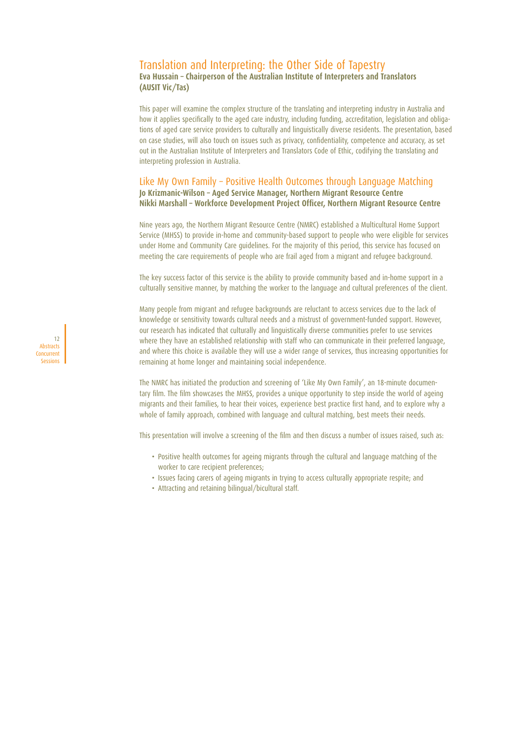## Translation and Interpreting: the Other Side of Tapestry

**Eva Hussain – Chairperson of the Australian Institute of Interpreters and Translators (AUSIT Vic/Tas)**

This paper will examine the complex structure of the translating and interpreting industry in Australia and how it applies specifically to the aged care industry, including funding, accreditation, legislation and obligations of aged care service providers to culturally and linguistically diverse residents. The presentation, based on case studies, will also touch on issues such as privacy, confidentiality, competence and accuracy, as set out in the Australian Institute of Interpreters and Translators Code of Ethic, codifying the translating and interpreting profession in Australia.

## Like My Own Family – Positive Health Outcomes through Language Matching

**Jo Krizmanic-Wilson – Aged Service Manager, Northern Migrant Resource Centre**
**Nikki Marshall – Workforce Development Project Officer, Northern Migrant Resource Centre**

Nine years ago, the Northern Migrant Resource Centre (NMRC) established a Multicultural Home Support Service (MHSS) to provide in-home and community-based support to people who were eligible for services under Home and Community Care guidelines. For the majority of this period, this service has focused on meeting the care requirements of people who are frail aged from a migrant and refugee background.

The key success factor of this service is the ability to provide community based and in-home support in a culturally sensitive manner, by matching the worker to the language and cultural preferences of the client.

Many people from migrant and refugee backgrounds are reluctant to access services due to the lack of knowledge or sensitivity towards cultural needs and a mistrust of government-funded support. However, our research has indicated that culturally and linguistically diverse communities prefer to use services where they have an established relationship with staff who can communicate in their preferred language, and where this choice is available they will use a wider range of services, thus increasing opportunities for remaining at home longer and maintaining social independence.

The NMRC has initiated the production and screening of 'Like My Own Family', an 18-minute documentary film. The film showcases the MHSS, provides a unique opportunity to step inside the world of ageing migrants and their families, to hear their voices, experience best practice first hand, and to explore why a whole of family approach, combined with language and cultural matching, best meets their needs.

This presentation will involve a screening of the film and then discuss a number of issues raised, such as:

- Positive health outcomes for ageing migrants through the cultural and language matching of the worker to care recipient preferences;
- Issues facing carers of ageing migrants in trying to access culturally appropriate respite; and
- Attracting and retaining bilingual/bicultural staff.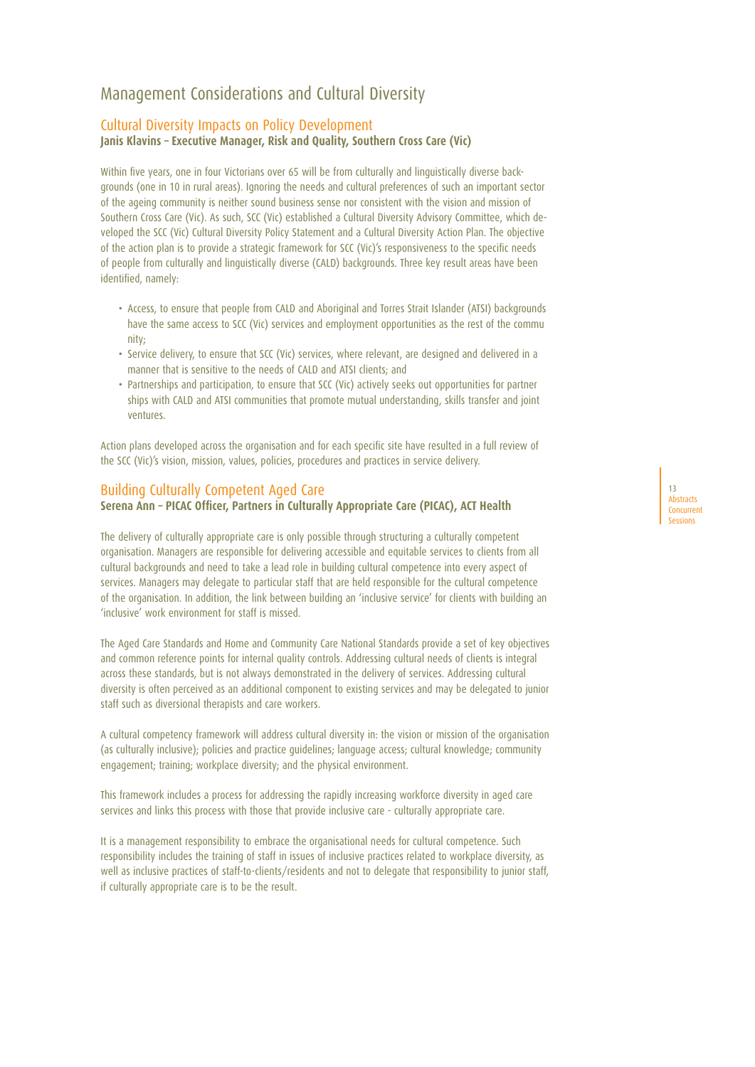# Management Considerations and Cultural Diversity

## Cultural Diversity Impacts on Policy Development

**Janis Klavins – Executive Manager, Risk and Quality, Southern Cross Care (Vic)**

Within five years, one in four Victorians over 65 will be from culturally and linguistically diverse backgrounds (one in 10 in rural areas). Ignoring the needs and cultural preferences of such an important sector of the ageing community is neither sound business sense nor consistent with the vision and mission of Southern Cross Care (Vic). As such, SCC (Vic) established a Cultural Diversity Advisory Committee, which developed the SCC (Vic) Cultural Diversity Policy Statement and a Cultural Diversity Action Plan. The objective of the action plan is to provide a strategic framework for SCC (Vic)'s responsiveness to the specific needs of people from culturally and linguistically diverse (CALD) backgrounds. Three key result areas have been identified, namely:

- Access, to ensure that people from CALD and Aboriginal and Torres Strait Islander (ATSI) backgrounds have the same access to SCC (Vic) services and employment opportunities as the rest of the community;
- Service delivery, to ensure that SCC (Vic) services, where relevant, are designed and delivered in a manner that is sensitive to the needs of CALD and ATSI clients; and
- Partnerships and participation, to ensure that SCC (Vic) actively seeks out opportunities for partnerships with CALD and ATSI communities that promote mutual understanding, skills transfer and joint ventures.

Action plans developed across the organisation and for each specific site have resulted in a full review of the SCC (Vic)'s vision, mission, values, policies, procedures and practices in service delivery.

## Building Culturally Competent Aged Care

**Serena Ann – PICAC Officer, Partners in Culturally Appropriate Care (PICAC), ACT Health**

The delivery of culturally appropriate care is only possible through structuring a culturally competent organisation. Managers are responsible for delivering accessible and equitable services to clients from all cultural backgrounds and need to take a lead role in building cultural competence into every aspect of services. Managers may delegate to particular staff that are held responsible for the cultural competence of the organisation. In addition, the link between building an 'inclusive service' for clients with building an 'inclusive' work environment for staff is missed.

The Aged Care Standards and Home and Community Care National Standards provide a set of key objectives and common reference points for internal quality controls. Addressing cultural needs of clients is integral across these standards, but is not always demonstrated in the delivery of services. Addressing cultural diversity is often perceived as an additional component to existing services and may be delegated to junior staff such as diversional therapists and care workers.

A cultural competency framework will address cultural diversity in: the vision or mission of the organisation (as culturally inclusive); policies and practice guidelines; language access; cultural knowledge; community engagement; training; workplace diversity; and the physical environment.

This framework includes a process for addressing the rapidly increasing workforce diversity in aged care services and links this process with those that provide inclusive care - culturally appropriate care.

It is a management responsibility to embrace the organisational needs for cultural competence. Such responsibility includes the training of staff in issues of inclusive practices related to workplace diversity, as well as inclusive practices of staff-to-clients/residents and not to delegate that responsibility to junior staff, if culturally appropriate care is to be the result.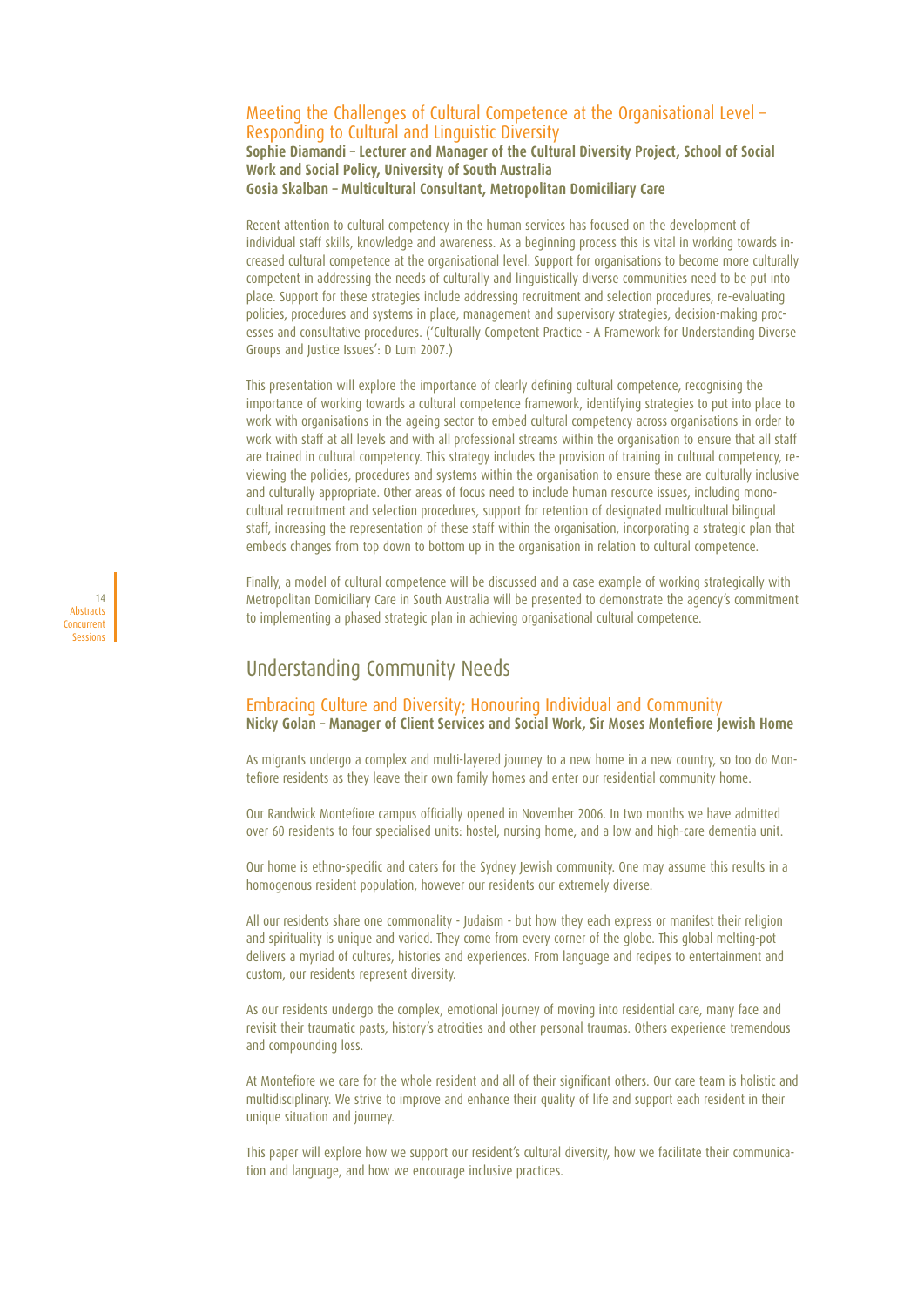### Meeting the Challenges of Cultural Competence at the Organisational Level – Responding to Cultural and Linguistic Diversity

**Sophie Diamandi – Lecturer and Manager of the Cultural Diversity Project, School of Social Work and Social Policy, University of South Australia**
**Gosia Skalban – Multicultural Consultant, Metropolitan Domiciliary Care**

Recent attention to cultural competency in the human services has focused on the development of individual staff skills, knowledge and awareness. As a beginning process this is vital in working towards increased cultural competence at the organisational level. Support for organisations to become more culturally competent in addressing the needs of culturally and linguistically diverse communities need to be put into place. Support for these strategies include addressing recruitment and selection procedures, re-evaluating policies, procedures and systems in place, management and supervisory strategies, decision-making processes and consultative procedures. ('Culturally Competent Practice - A Framework for Understanding Diverse Groups and Justice Issues': D Lum 2007.)

This presentation will explore the importance of clearly defining cultural competence, recognising the importance of working towards a cultural competence framework, identifying strategies to put into place to work with organisations in the ageing sector to embed cultural competency across organisations in order to work with staff at all levels and with all professional streams within the organisation to ensure that all staff are trained in cultural competency. This strategy includes the provision of training in cultural competency, reviewing the policies, procedures and systems within the organisation to ensure these are culturally inclusive and culturally appropriate. Other areas of focus need to include human resource issues, including mono-cultural recruitment and selection procedures, support for retention of designated multicultural bilingual staff, increasing the representation of these staff within the organisation, incorporating a strategic plan that embeds changes from top down to bottom up in the organisation in relation to cultural competence.

Finally, a model of cultural competence will be discussed and a case example of working strategically with Metropolitan Domiciliary Care in South Australia will be presented to demonstrate the agency's commitment to implementing a phased strategic plan in achieving organisational cultural competence.

## Understanding Community Needs

### Embracing Culture and Diversity; Honouring Individual and Community

**Nicky Golan – Manager of Client Services and Social Work, Sir Moses Montefiore Jewish Home**

As migrants undergo a complex and multi-layered journey to a new home in a new country, so too do Montefiore residents as they leave their own family homes and enter our residential community home.

Our Randwick Montefiore campus officially opened in November 2006. In two months we have admitted over 60 residents to four specialised units: hostel, nursing home, and a low and high-care dementia unit.

Our home is ethno-specific and caters for the Sydney Jewish community. One may assume this results in a homogenous resident population, however our residents our extremely diverse.

All our residents share one commonality - Judaism - but how they each express or manifest their religion and spirituality is unique and varied. They come from every corner of the globe. This global melting-pot delivers a myriad of cultures, histories and experiences. From language and recipes to entertainment and custom, our residents represent diversity.

As our residents undergo the complex, emotional journey of moving into residential care, many face and revisit their traumatic pasts, history's atrocities and other personal traumas. Others experience tremendous and compounding loss.

At Montefiore we care for the whole resident and all of their significant others. Our care team is holistic and multidisciplinary. We strive to improve and enhance their quality of life and support each resident in their unique situation and journey.

This paper will explore how we support our resident's cultural diversity, how we facilitate their communication and language, and how we encourage inclusive practices.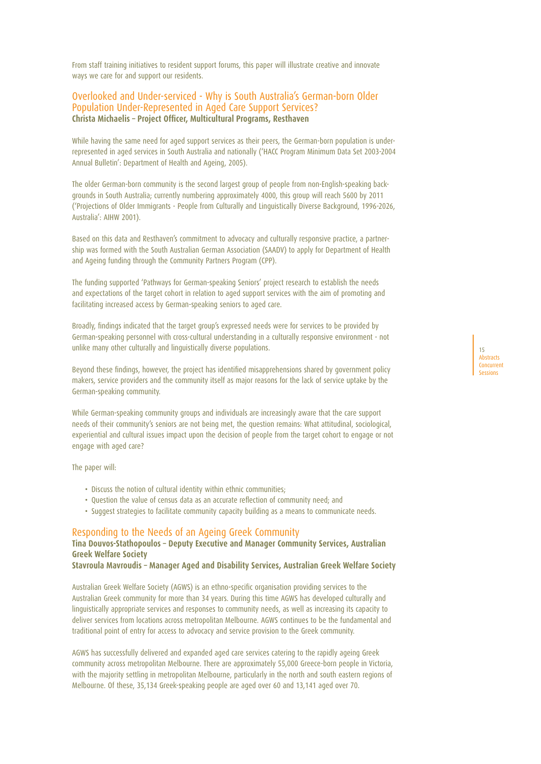From staff training initiatives to resident support forums, this paper will illustrate creative and innovate ways we care for and support our residents.

## Overlooked and Under-serviced - Why is South Australia's German-born Older Population Under-Represented in Aged Care Support Services?

**Christa Michaelis – Project Officer, Multicultural Programs, Resthaven**

While having the same need for aged support services as their peers, the German-born population is under-represented in aged services in South Australia and nationally ('HACC Program Minimum Data Set 2003-2004 Annual Bulletin': Department of Health and Ageing, 2005).

The older German-born community is the second largest group of people from non-English-speaking backgrounds in South Australia; currently numbering approximately 4000, this group will reach 5600 by 2011 ('Projections of Older Immigrants - People from Culturally and Linguistically Diverse Background, 1996-2026, Australia': AIHW 2001).

Based on this data and Resthaven's commitment to advocacy and culturally responsive practice, a partnership was formed with the South Australian German Association (SAADV) to apply for Department of Health and Ageing funding through the Community Partners Program (CPP).

The funding supported 'Pathways for German-speaking Seniors' project research to establish the needs and expectations of the target cohort in relation to aged support services with the aim of promoting and facilitating increased access by German-speaking seniors to aged care.

Broadly, findings indicated that the target group's expressed needs were for services to be provided by German-speaking personnel with cross-cultural understanding in a culturally responsive environment - not unlike many other culturally and linguistically diverse populations.

Beyond these findings, however, the project has identified misapprehensions shared by government policy makers, service providers and the community itself as major reasons for the lack of service uptake by the German-speaking community.

While German-speaking community groups and individuals are increasingly aware that the care support needs of their community's seniors are not being met, the question remains: What attitudinal, sociological, experiential and cultural issues impact upon the decision of people from the target cohort to engage or not engage with aged care?

The paper will:

- Discuss the notion of cultural identity within ethnic communities;
- Question the value of census data as an accurate reflection of community need; and
- Suggest strategies to facilitate community capacity building as a means to communicate needs.

## Responding to the Needs of an Ageing Greek Community

**Tina Douvos-Stathopoulos – Deputy Executive and Manager Community Services, Australian Greek Welfare Society**

**Stavroula Mavroudis – Manager Aged and Disability Services, Australian Greek Welfare Society**

Australian Greek Welfare Society (AGWS) is an ethno-specific organisation providing services to the Australian Greek community for more than 34 years. During this time AGWS has developed culturally and linguistically appropriate services and responses to community needs, as well as increasing its capacity to deliver services from locations across metropolitan Melbourne. AGWS continues to be the fundamental and traditional point of entry for access to advocacy and service provision to the Greek community.

AGWS has successfully delivered and expanded aged care services catering to the rapidly ageing Greek community across metropolitan Melbourne. There are approximately 55,000 Greece-born people in Victoria, with the majority settling in metropolitan Melbourne, particularly in the north and south eastern regions of Melbourne. Of these, 35,134 Greek-speaking people are aged over 60 and 13,141 aged over 70.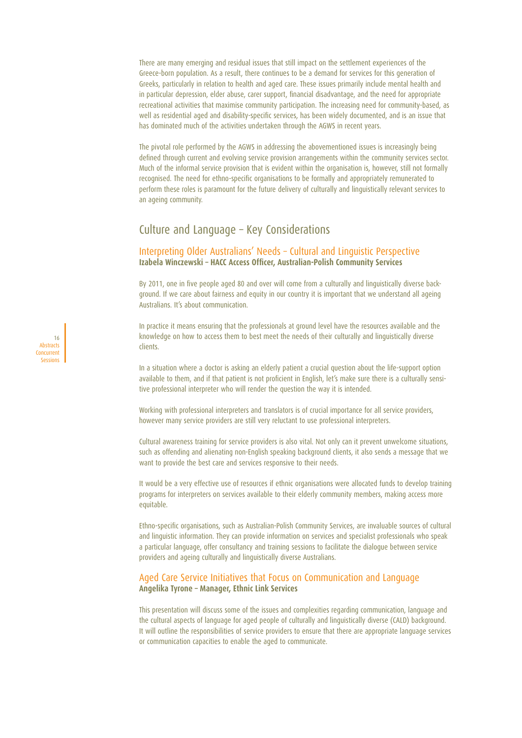There are many emerging and residual issues that still impact on the settlement experiences of the Greece-born population. As a result, there continues to be a demand for services for this generation of Greeks, particularly in relation to health and aged care. These issues primarily include mental health and in particular depression, elder abuse, carer support, financial disadvantage, and the need for appropriate recreational activities that maximise community participation. The increasing need for community-based, as well as residential aged and disability-specific services, has been widely documented, and is an issue that has dominated much of the activities undertaken through the AGWS in recent years.

The pivotal role performed by the AGWS in addressing the abovementioned issues is increasingly being defined through current and evolving service provision arrangements within the community services sector. Much of the informal service provision that is evident within the organisation is, however, still not formally recognised. The need for ethno-specific organisations to be formally and appropriately remunerated to perform these roles is paramount for the future delivery of culturally and linguistically relevant services to an ageing community.

## Culture and Language – Key Considerations

### Interpreting Older Australians' Needs – Cultural and Linguistic Perspective

**Izabela Winczewski – HACC Access Officer, Australian-Polish Community Services**

By 2011, one in five people aged 80 and over will come from a culturally and linguistically diverse background. If we care about fairness and equity in our country it is important that we understand all ageing Australians. It's about communication.

In practice it means ensuring that the professionals at ground level have the resources available and the knowledge on how to access them to best meet the needs of their culturally and linguistically diverse clients.

In a situation where a doctor is asking an elderly patient a crucial question about the life-support option available to them, and if that patient is not proficient in English, let's make sure there is a culturally sensitive professional interpreter who will render the question the way it is intended.

Working with professional interpreters and translators is of crucial importance for all service providers, however many service providers are still very reluctant to use professional interpreters.

Cultural awareness training for service providers is also vital. Not only can it prevent unwelcome situations, such as offending and alienating non-English speaking background clients, it also sends a message that we want to provide the best care and services responsive to their needs.

It would be a very effective use of resources if ethnic organisations were allocated funds to develop training programs for interpreters on services available to their elderly community members, making access more equitable.

Ethno-specific organisations, such as Australian-Polish Community Services, are invaluable sources of cultural and linguistic information. They can provide information on services and specialist professionals who speak a particular language, offer consultancy and training sessions to facilitate the dialogue between service providers and ageing culturally and linguistically diverse Australians.

### Aged Care Service Initiatives that Focus on Communication and Language

**Angelika Tyrone – Manager, Ethnic Link Services**

This presentation will discuss some of the issues and complexities regarding communication, language and the cultural aspects of language for aged people of culturally and linguistically diverse (CALD) background. It will outline the responsibilities of service providers to ensure that there are appropriate language services or communication capacities to enable the aged to communicate.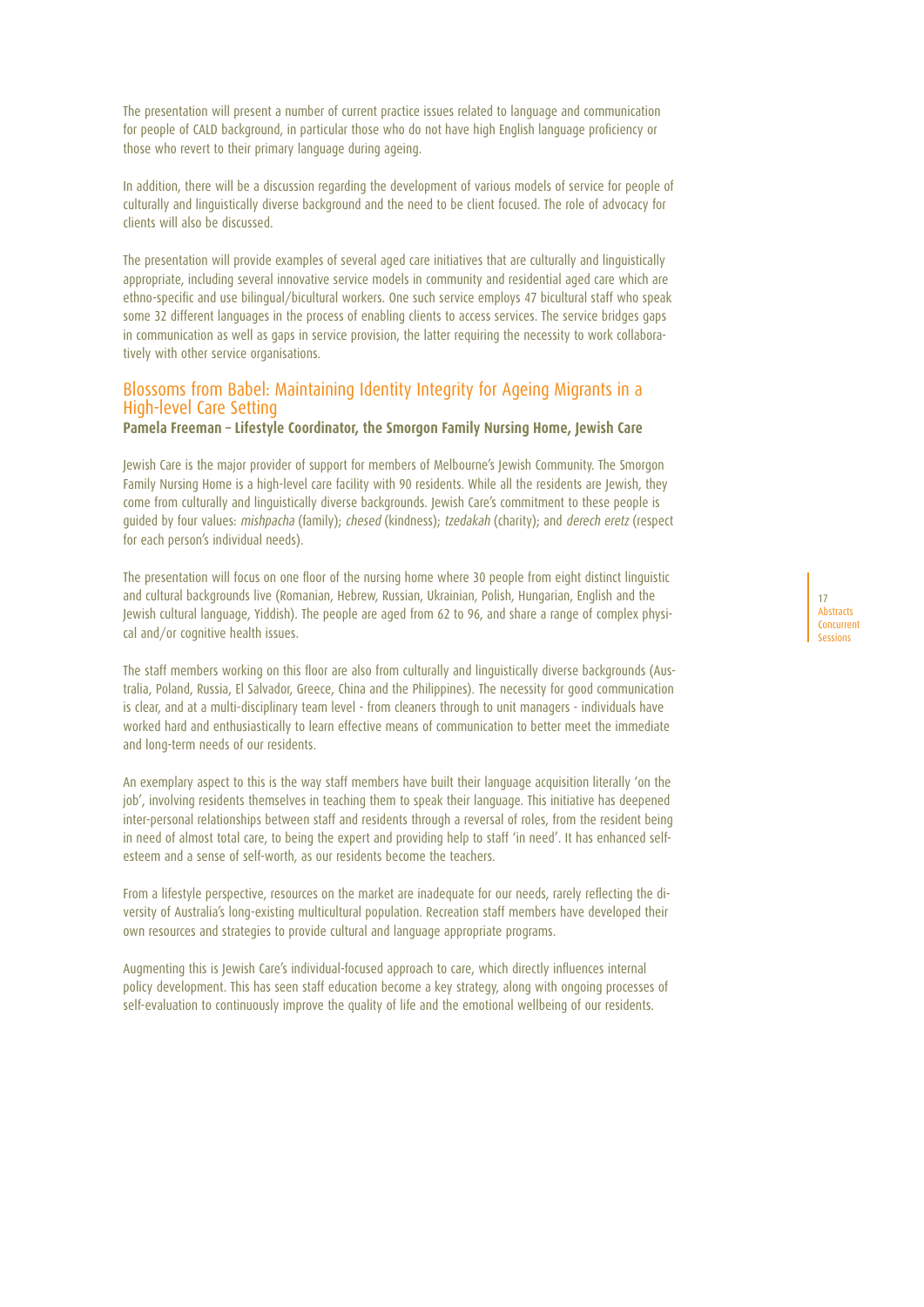The presentation will present a number of current practice issues related to language and communication for people of CALD background, in particular those who do not have high English language proficiency or those who revert to their primary language during ageing.

In addition, there will be a discussion regarding the development of various models of service for people of culturally and linguistically diverse background and the need to be client focused. The role of advocacy for clients will also be discussed.

The presentation will provide examples of several aged care initiatives that are culturally and linguistically appropriate, including several innovative service models in community and residential aged care which are ethno-specific and use bilingual/bicultural workers. One such service employs 47 bicultural staff who speak some 32 different languages in the process of enabling clients to access services. The service bridges gaps in communication as well as gaps in service provision, the latter requiring the necessity to work collaboratively with other service organisations.

## Blossoms from Babel: Maintaining Identity Integrity for Ageing Migrants in a High-level Care Setting

**Pamela Freeman – Lifestyle Coordinator, the Smorgon Family Nursing Home, Jewish Care**

Jewish Care is the major provider of support for members of Melbourne's Jewish Community. The Smorgon Family Nursing Home is a high-level care facility with 90 residents. While all the residents are Jewish, they come from culturally and linguistically diverse backgrounds. Jewish Care's commitment to these people is guided by four values: *mishpacha* (family); *chesed* (kindness); *tzedakah* (charity); and *derech eretz* (respect for each person's individual needs).

The presentation will focus on one floor of the nursing home where 30 people from eight distinct linguistic and cultural backgrounds live (Romanian, Hebrew, Russian, Ukrainian, Polish, Hungarian, English and the Jewish cultural language, Yiddish). The people are aged from 62 to 96, and share a range of complex physical and/or cognitive health issues.

The staff members working on this floor are also from culturally and linguistically diverse backgrounds (Australia, Poland, Russia, El Salvador, Greece, China and the Philippines). The necessity for good communication is clear, and at a multi-disciplinary team level - from cleaners through to unit managers - individuals have worked hard and enthusiastically to learn effective means of communication to better meet the immediate and long-term needs of our residents.

An exemplary aspect to this is the way staff members have built their language acquisition literally 'on the job', involving residents themselves in teaching them to speak their language. This initiative has deepened inter-personal relationships between staff and residents through a reversal of roles, from the resident being in need of almost total care, to being the expert and providing help to staff 'in need'. It has enhanced self-esteem and a sense of self-worth, as our residents become the teachers.

From a lifestyle perspective, resources on the market are inadequate for our needs, rarely reflecting the diversity of Australia's long-existing multicultural population. Recreation staff members have developed their own resources and strategies to provide cultural and language appropriate programs.

Augmenting this is Jewish Care's individual-focused approach to care, which directly influences internal policy development. This has seen staff education become a key strategy, along with ongoing processes of self-evaluation to continuously improve the quality of life and the emotional wellbeing of our residents.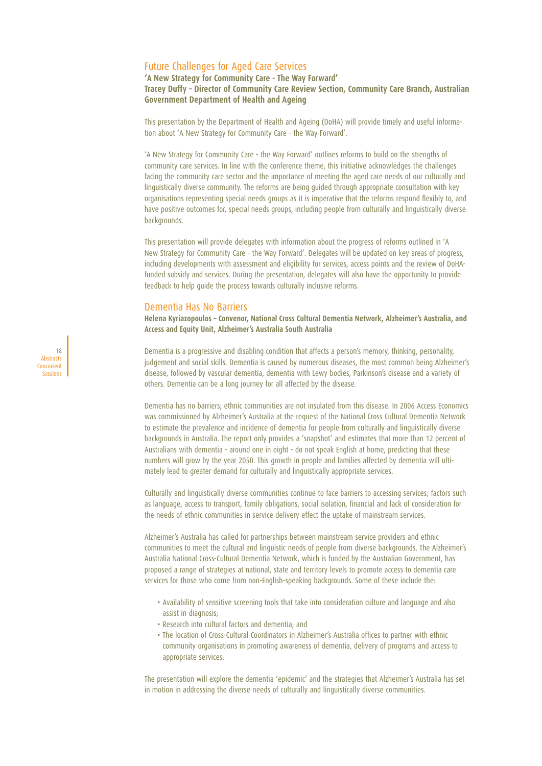## Future Challenges for Aged Care Services

**'A New Strategy for Community Care - The Way Forward'**
**Tracey Duffy – Director of Community Care Review Section, Community Care Branch, Australian Government Department of Health and Ageing**

This presentation by the Department of Health and Ageing (DoHA) will provide timely and useful information about 'A New Strategy for Community Care - the Way Forward'.

'A New Strategy for Community Care - the Way Forward' outlines reforms to build on the strengths of community care services. In line with the conference theme, this initiative acknowledges the challenges facing the community care sector and the importance of meeting the aged care needs of our culturally and linguistically diverse community. The reforms are being guided through appropriate consultation with key organisations representing special needs groups as it is imperative that the reforms respond flexibly to, and have positive outcomes for, special needs groups, including people from culturally and linguistically diverse backgrounds.

This presentation will provide delegates with information about the progress of reforms outlined in 'A New Strategy for Community Care - the Way Forward'. Delegates will be updated on key areas of progress, including developments with assessment and eligibility for services, access points and the review of DoHA-funded subsidy and services. During the presentation, delegates will also have the opportunity to provide feedback to help guide the process towards culturally inclusive reforms.

## Dementia Has No Barriers

**Helena Kyriazopoulos – Convenor, National Cross Cultural Dementia Network, Alzheimer's Australia, and Access and Equity Unit, Alzheimer's Australia South Australia**

Dementia is a progressive and disabling condition that affects a person's memory, thinking, personality, judgement and social skills. Dementia is caused by numerous diseases, the most common being Alzheimer's disease, followed by vascular dementia, dementia with Lewy bodies, Parkinson's disease and a variety of others. Dementia can be a long journey for all affected by the disease.

Dementia has no barriers; ethnic communities are not insulated from this disease. In 2006 Access Economics was commissioned by Alzheimer's Australia at the request of the National Cross Cultural Dementia Network to estimate the prevalence and incidence of dementia for people from culturally and linguistically diverse backgrounds in Australia. The report only provides a 'snapshot' and estimates that more than 12 percent of Australians with dementia - around one in eight - do not speak English at home, predicting that these numbers will grow by the year 2050. This growth in people and families affected by dementia will ultimately lead to greater demand for culturally and linguistically appropriate services.

Culturally and linguistically diverse communities continue to face barriers to accessing services; factors such as language, access to transport, family obligations, social isolation, financial and lack of consideration for the needs of ethnic communities in service delivery effect the uptake of mainstream services.

Alzheimer's Australia has called for partnerships between mainstream service providers and ethnic communities to meet the cultural and linguistic needs of people from diverse backgrounds. The Alzheimer's Australia National Cross-Cultural Dementia Network, which is funded by the Australian Government, has proposed a range of strategies at national, state and territory levels to promote access to dementia care services for those who come from non-English-speaking backgrounds. Some of these include the:

- Availability of sensitive screening tools that take into consideration culture and language and also assist in diagnosis;
- Research into cultural factors and dementia; and
- The location of Cross-Cultural Coordinators in Alzheimer's Australia offices to partner with ethnic community organisations in promoting awareness of dementia, delivery of programs and access to appropriate services.

The presentation will explore the dementia 'epidemic' and the strategies that Alzheimer's Australia has set in motion in addressing the diverse needs of culturally and linguistically diverse communities.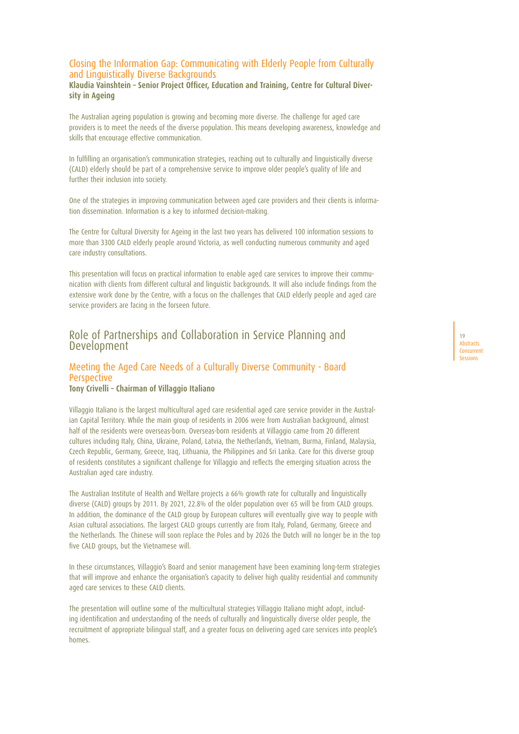### Closing the Information Gap: Communicating with Elderly People from Culturally and Linguistically Diverse Backgrounds

**Klaudia Vainshtein – Senior Project Officer, Education and Training, Centre for Cultural Diversity in Ageing**

The Australian ageing population is growing and becoming more diverse. The challenge for aged care providers is to meet the needs of the diverse population. This means developing awareness, knowledge and skills that encourage effective communication.

In fulfilling an organisation's communication strategies, reaching out to culturally and linguistically diverse (CALD) elderly should be part of a comprehensive service to improve older people's quality of life and further their inclusion into society.

One of the strategies in improving communication between aged care providers and their clients is information dissemination. Information is a key to informed decision-making.

The Centre for Cultural Diversity for Ageing in the last two years has delivered 100 information sessions to more than 3300 CALD elderly people around Victoria, as well conducting numerous community and aged care industry consultations.

This presentation will focus on practical information to enable aged care services to improve their communication with clients from different cultural and linguistic backgrounds. It will also include findings from the extensive work done by the Centre, with a focus on the challenges that CALD elderly people and aged care service providers are facing in the forseen future.

## Role of Partnerships and Collaboration in Service Planning and Development

### Meeting the Aged Care Needs of a Culturally Diverse Community - Board Perspective

**Tony Crivelli – Chairman of Villaggio Italiano**

Villaggio Italiano is the largest multicultural aged care residential aged care service provider in the Australian Capital Territory. While the main group of residents in 2006 were from Australian background, almost half of the residents were overseas-born. Overseas-born residents at Villaggio came from 20 different cultures including Italy, China, Ukraine, Poland, Latvia, the Netherlands, Vietnam, Burma, Finland, Malaysia, Czech Republic, Germany, Greece, Iraq, Lithuania, the Philippines and Sri Lanka. Care for this diverse group of residents constitutes a significant challenge for Villaggio and reflects the emerging situation across the Australian aged care industry.

The Australian Institute of Health and Welfare projects a 66% growth rate for culturally and linguistically diverse (CALD) groups by 2011. By 2021, 22.8% of the older population over 65 will be from CALD groups. In addition, the dominance of the CALD group by European cultures will eventually give way to people with Asian cultural associations. The largest CALD groups currently are from Italy, Poland, Germany, Greece and the Netherlands. The Chinese will soon replace the Poles and by 2026 the Dutch will no longer be in the top five CALD groups, but the Vietnamese will.

In these circumstances, Villaggio's Board and senior management have been examining long-term strategies that will improve and enhance the organisation's capacity to deliver high quality residential and community aged care services to these CALD clients.

The presentation will outline some of the multicultural strategies Villaggio Italiano might adopt, including identification and understanding of the needs of culturally and linguistically diverse older people, the recruitment of appropriate bilingual staff, and a greater focus on delivering aged care services into people's homes.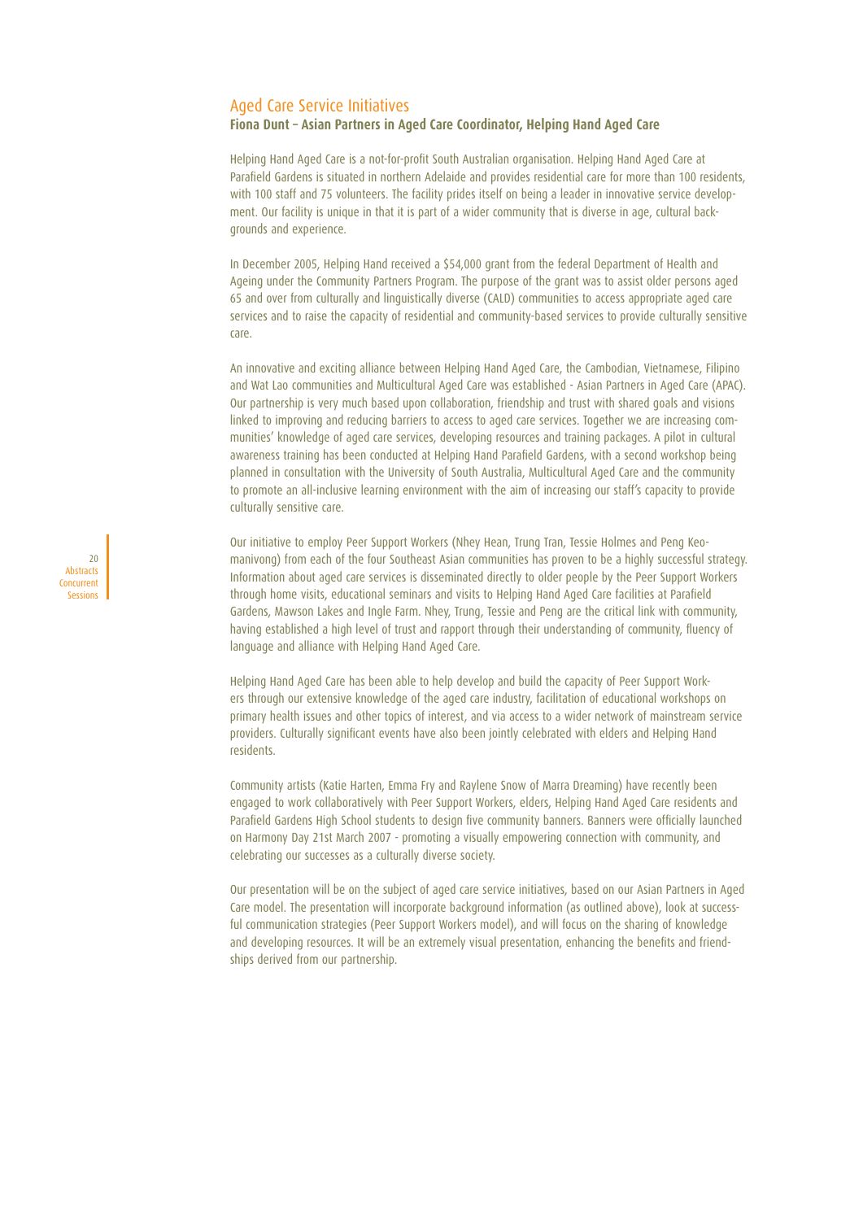## Aged Care Service Initiatives

**Fiona Dunt – Asian Partners in Aged Care Coordinator, Helping Hand Aged Care**

Helping Hand Aged Care is a not-for-profit South Australian organisation. Helping Hand Aged Care at Parafield Gardens is situated in northern Adelaide and provides residential care for more than 100 residents, with 100 staff and 75 volunteers. The facility prides itself on being a leader in innovative service development. Our facility is unique in that it is part of a wider community that is diverse in age, cultural backgrounds and experience.

In December 2005, Helping Hand received a $54,000 grant from the federal Department of Health and Ageing under the Community Partners Program. The purpose of the grant was to assist older persons aged 65 and over from culturally and linguistically diverse (CALD) communities to access appropriate aged care services and to raise the capacity of residential and community-based services to provide culturally sensitive care.

An innovative and exciting alliance between Helping Hand Aged Care, the Cambodian, Vietnamese, Filipino and Wat Lao communities and Multicultural Aged Care was established - Asian Partners in Aged Care (APAC). Our partnership is very much based upon collaboration, friendship and trust with shared goals and visions linked to improving and reducing barriers to access to aged care services. Together we are increasing communities' knowledge of aged care services, developing resources and training packages. A pilot in cultural awareness training has been conducted at Helping Hand Parafield Gardens, with a second workshop being planned in consultation with the University of South Australia, Multicultural Aged Care and the community to promote an all-inclusive learning environment with the aim of increasing our staff's capacity to provide culturally sensitive care.

Our initiative to employ Peer Support Workers (Nhey Hean, Trung Tran, Tessie Holmes and Peng Keomanivong) from each of the four Southeast Asian communities has proven to be a highly successful strategy. Information about aged care services is disseminated directly to older people by the Peer Support Workers through home visits, educational seminars and visits to Helping Hand Aged Care facilities at Parafield Gardens, Mawson Lakes and Ingle Farm. Nhey, Trung, Tessie and Peng are the critical link with community, having established a high level of trust and rapport through their understanding of community, fluency of language and alliance with Helping Hand Aged Care.

Helping Hand Aged Care has been able to help develop and build the capacity of Peer Support Workers through our extensive knowledge of the aged care industry, facilitation of educational workshops on primary health issues and other topics of interest, and via access to a wider network of mainstream service providers. Culturally significant events have also been jointly celebrated with elders and Helping Hand residents.

Community artists (Katie Harten, Emma Fry and Raylene Snow of Marra Dreaming) have recently been engaged to work collaboratively with Peer Support Workers, elders, Helping Hand Aged Care residents and Parafield Gardens High School students to design five community banners. Banners were officially launched on Harmony Day 21st March 2007 - promoting a visually empowering connection with community, and celebrating our successes as a culturally diverse society.

Our presentation will be on the subject of aged care service initiatives, based on our Asian Partners in Aged Care model. The presentation will incorporate background information (as outlined above), look at successful communication strategies (Peer Support Workers model), and will focus on the sharing of knowledge and developing resources. It will be an extremely visual presentation, enhancing the benefits and friendships derived from our partnership.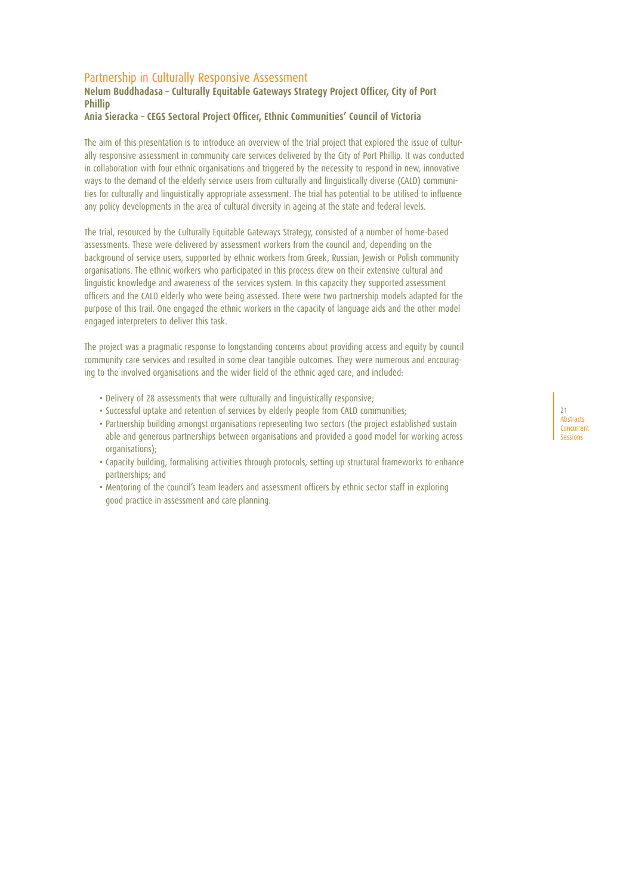## Partnership in Culturally Responsive Assessment

**Nelum Buddhadasa – Culturally Equitable Gateways Strategy Project Officer, City of Port Phillip**
**Ania Sieracka – CEGS Sectoral Project Officer, Ethnic Communities' Council of Victoria**

The aim of this presentation is to introduce an overview of the trial project that explored the issue of culturally responsive assessment in community care services delivered by the City of Port Phillip. It was conducted in collaboration with four ethnic organisations and triggered by the necessity to respond in new, innovative ways to the demand of the elderly service users from culturally and linguistically diverse (CALD) communities for culturally and linguistically appropriate assessment. The trial has potential to be utilised to influence any policy developments in the area of cultural diversity in ageing at the state and federal levels.

The trial, resourced by the Culturally Equitable Gateways Strategy, consisted of a number of home-based assessments. These were delivered by assessment workers from the council and, depending on the background of service users, supported by ethnic workers from Greek, Russian, Jewish or Polish community organisations. The ethnic workers who participated in this process drew on their extensive cultural and linguistic knowledge and awareness of the services system. In this capacity they supported assessment officers and the CALD elderly who were being assessed. There were two partnership models adapted for the purpose of this trail. One engaged the ethnic workers in the capacity of language aids and the other model engaged interpreters to deliver this task.

The project was a pragmatic response to longstanding concerns about providing access and equity by council community care services and resulted in some clear tangible outcomes. They were numerous and encouraging to the involved organisations and the wider field of the ethnic aged care, and included:

- Delivery of 28 assessments that were culturally and linguistically responsive;
- Successful uptake and retention of services by elderly people from CALD communities;
- Partnership building amongst organisations representing two sectors (the project established sustain able and generous partnerships between organisations and provided a good model for working across organisations);
- Capacity building, formalising activities through protocols, setting up structural frameworks to enhance partnerships; and
- Mentoring of the council's team leaders and assessment officers by ethnic sector staff in exploring good practice in assessment and care planning.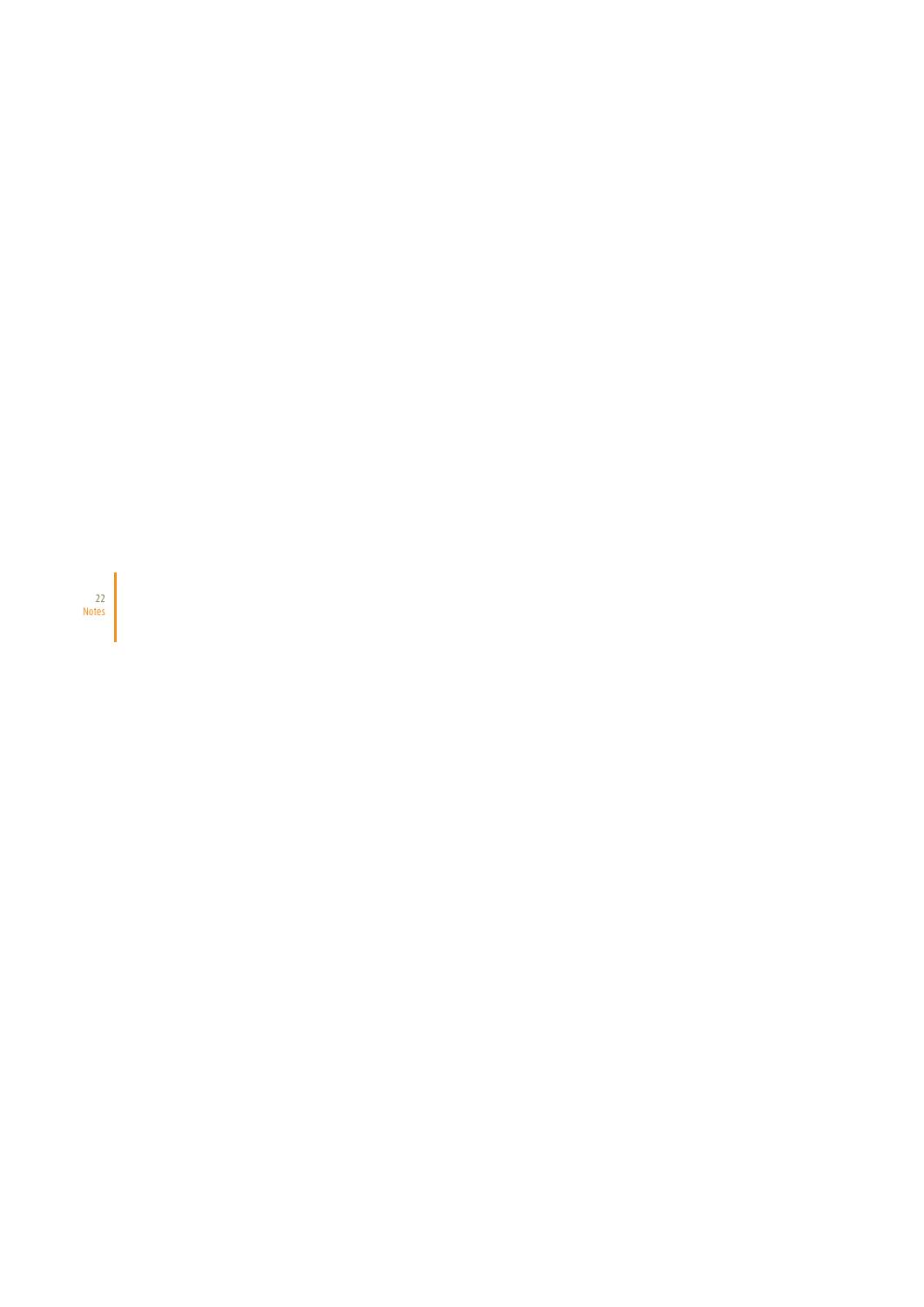# Notes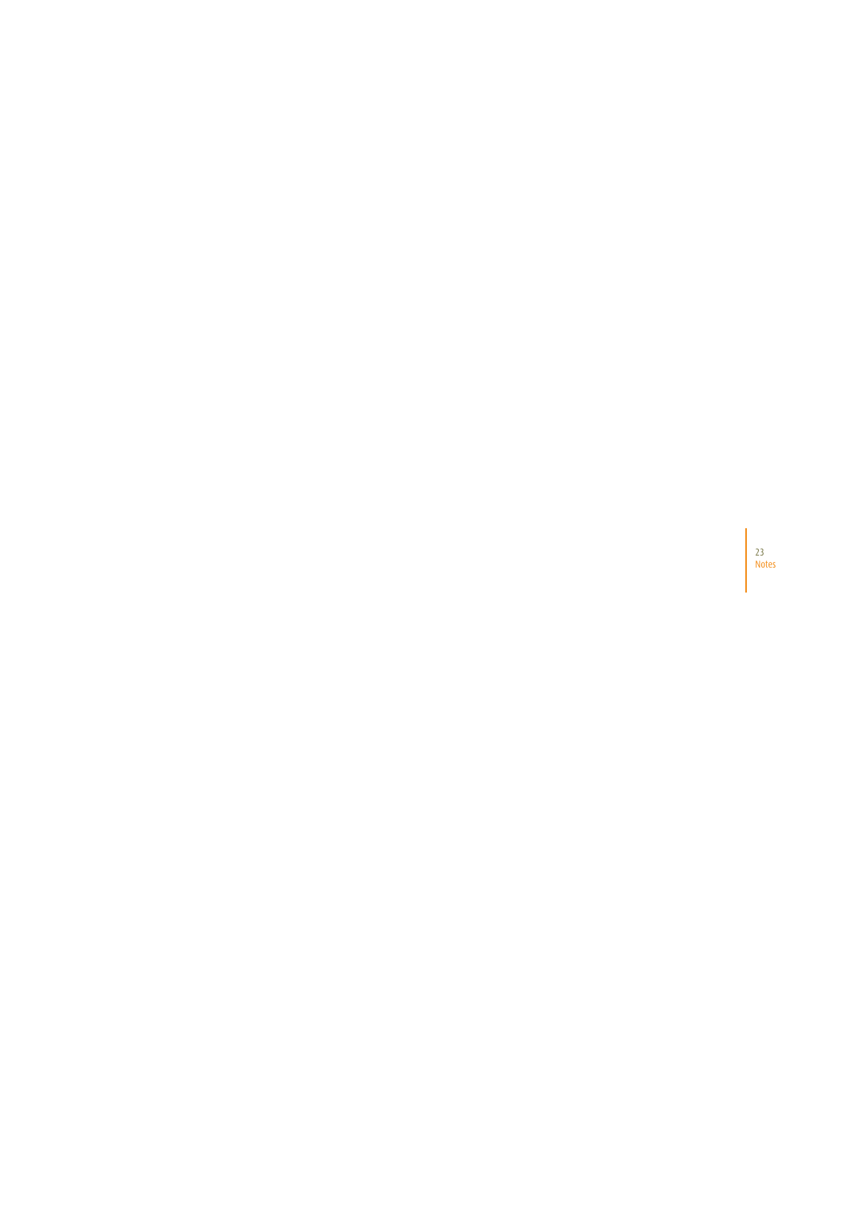# Notes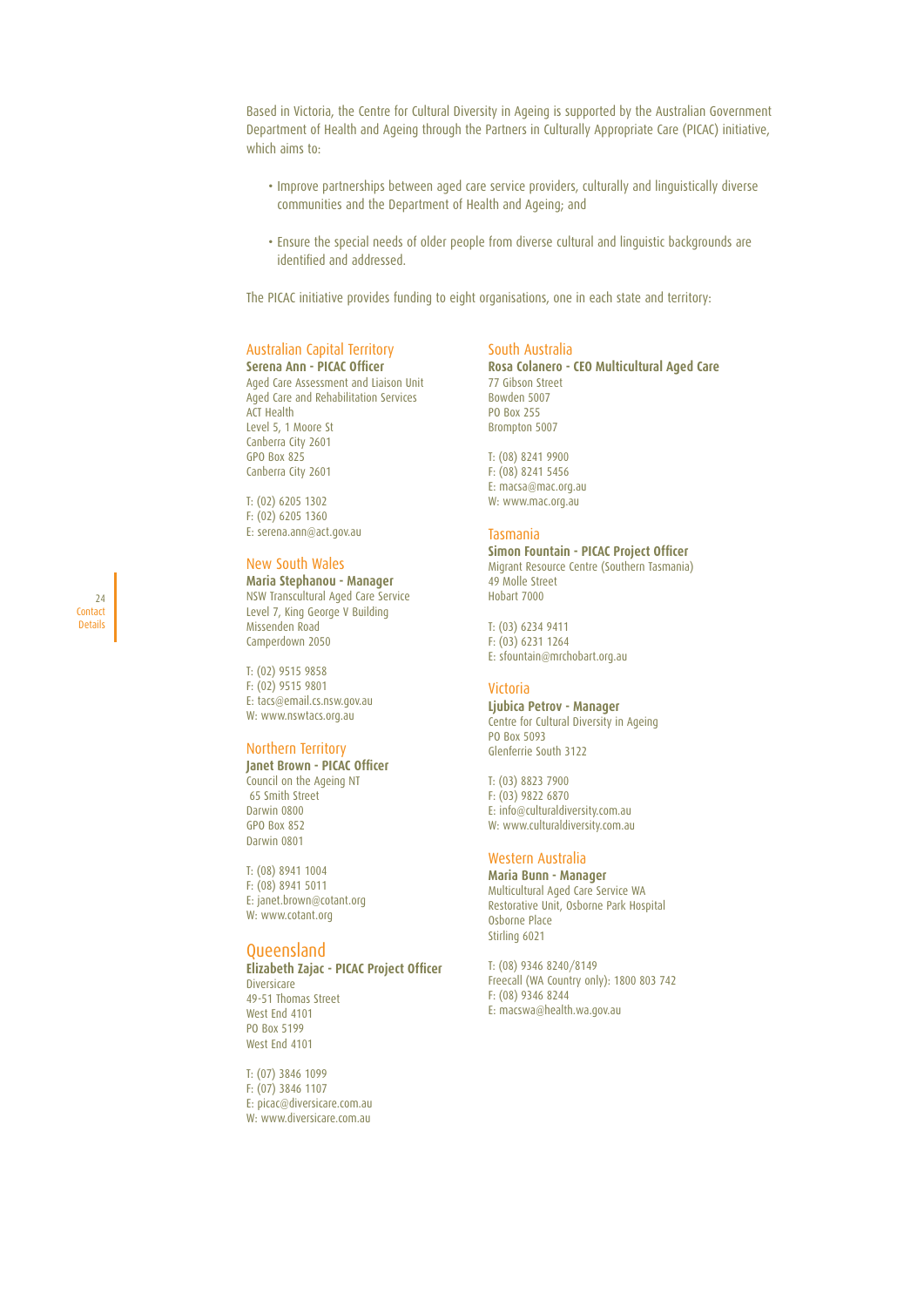Based in Victoria, the Centre for Cultural Diversity in Ageing is supported by the Australian Government Department of Health and Ageing through the Partners in Culturally Appropriate Care (PICAC) initiative, which aims to:

- Improve partnerships between aged care service providers, culturally and linguistically diverse communities and the Department of Health and Ageing; and
- Ensure the special needs of older people from diverse cultural and linguistic backgrounds are identified and addressed.

The PICAC initiative provides funding to eight organisations, one in each state and territory:

### Australian Capital Territory

**Serena Ann - PICAC Officer**
Aged Care Assessment and Liaison Unit
Aged Care and Rehabilitation Services
ACT Health
Level 5, 1 Moore St
Canberra City 2601
GPO Box 825
Canberra City 2601

T: (02) 6205 1302
F: (02) 6205 1360
E: serena.ann@act.gov.au

### New South Wales

**Maria Stephanou - Manager**
NSW Transcultural Aged Care Service
Level 7, King George V Building
Missenden Road
Camperdown 2050

T: (02) 9515 9858
F: (02) 9515 9801
E: tacs@email.cs.nsw.gov.au
W: www.nswtacs.org.au

### Northern Territory

**Janet Brown - PICAC Officer**
Council on the Ageing NT
65 Smith Street
Darwin 0800
GPO Box 852
Darwin 0801

T: (08) 8941 1004
F: (08) 8941 5011
E: janet.brown@cotant.org
W: www.cotant.org

### Queensland

**Elizabeth Zajac - PICAC Project Officer**
Diversicare
49-51 Thomas Street
West End 4101
PO Box 5199
West End 4101

T: (07) 3846 1099
F: (07) 3846 1107
E: picac@diversicare.com.au
W: www.diversicare.com.au

### South Australia

**Rosa Colanero - CEO Multicultural Aged Care**
77 Gibson Street
Bowden 5007
PO Box 255
Brompton 5007

T: (08) 8241 9900
F: (08) 8241 5456
E: macsa@mac.org.au
W: www.mac.org.au

### Tasmania

**Simon Fountain - PICAC Project Officer**
Migrant Resource Centre (Southern Tasmania)
49 Molle Street
Hobart 7000

T: (03) 6234 9411
F: (03) 6231 1264
E: sfountain@mrchobart.org.au

### Victoria

**Ljubica Petrov - Manager**
Centre for Cultural Diversity in Ageing
PO Box 5093
Glenferrie South 3122

T: (03) 8823 7900
F: (03) 9822 6870
E: info@culturaldiversity.com.au
W: www.culturaldiversity.com.au

### Western Australia

**Maria Bunn - Manager**
Multicultural Aged Care Service WA
Restorative Unit, Osborne Park Hospital
Osborne Place
Stirling 6021

T: (08) 9346 8240/8149
Freecall (WA Country only): 1800 803 742
F: (08) 9346 8244
E: macswa@health.wa.gov.au